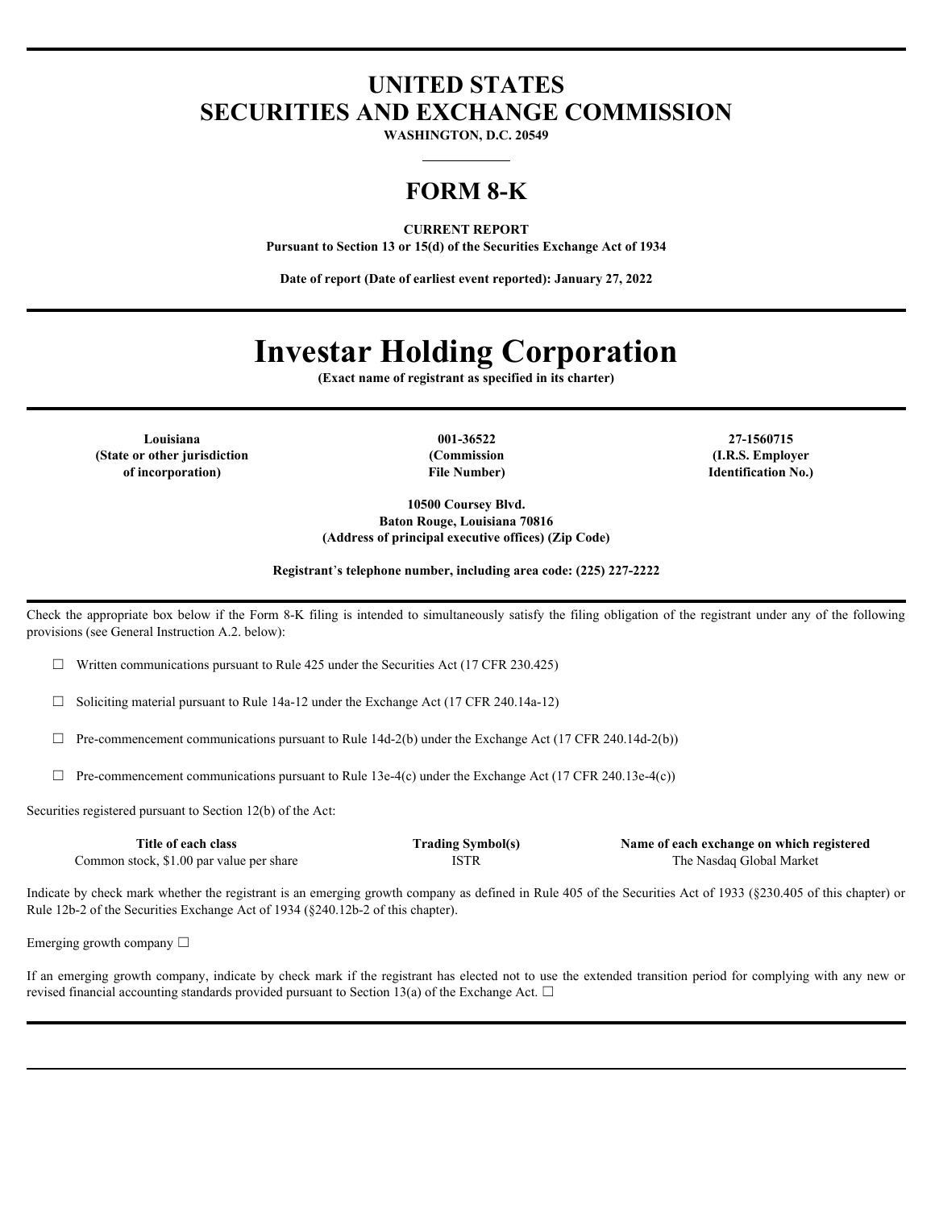# UNITED STATES
# SECURITIES AND EXCHANGE COMMISSION

**WASHINGTON, D.C. 20549**

## FORM 8-K

**CURRENT REPORT**

**Pursuant to Section 13 or 15(d) of the Securities Exchange Act of 1934**

**Date of report (Date of earliest event reported): January 27, 2022**

# Investar Holding Corporation

**(Exact name of registrant as specified in its charter)**

| Louisiana | 001-36522 | 27-1560715 |
|---|---|---|
| (State or other jurisdiction of incorporation) | (Commission File Number) | (I.R.S. Employer Identification No.) |

**10500 Coursey Blvd.**
**Baton Rouge, Louisiana 70816**
**(Address of principal executive offices) (Zip Code)**

**Registrant's telephone number, including area code: (225) 227-2222**

Check the appropriate box below if the Form 8-K filing is intended to simultaneously satisfy the filing obligation of the registrant under any of the following provisions (see General Instruction A.2. below):

☐ Written communications pursuant to Rule 425 under the Securities Act (17 CFR 230.425)

☐ Soliciting material pursuant to Rule 14a-12 under the Exchange Act (17 CFR 240.14a-12)

☐ Pre-commencement communications pursuant to Rule 14d-2(b) under the Exchange Act (17 CFR 240.14d-2(b))

☐ Pre-commencement communications pursuant to Rule 13e-4(c) under the Exchange Act (17 CFR 240.13e-4(c))

Securities registered pursuant to Section 12(b) of the Act:

| Title of each class | Trading Symbol(s) | Name of each exchange on which registered |
|---|---|---|
| Common stock, $1.00 par value per share | ISTR | The Nasdaq Global Market |

Indicate by check mark whether the registrant is an emerging growth company as defined in Rule 405 of the Securities Act of 1933 (§230.405 of this chapter) or Rule 12b-2 of the Securities Exchange Act of 1934 (§240.12b-2 of this chapter).

Emerging growth company ☐

If an emerging growth company, indicate by check mark if the registrant has elected not to use the extended transition period for complying with any new or revised financial accounting standards provided pursuant to Section 13(a) of the Exchange Act. ☐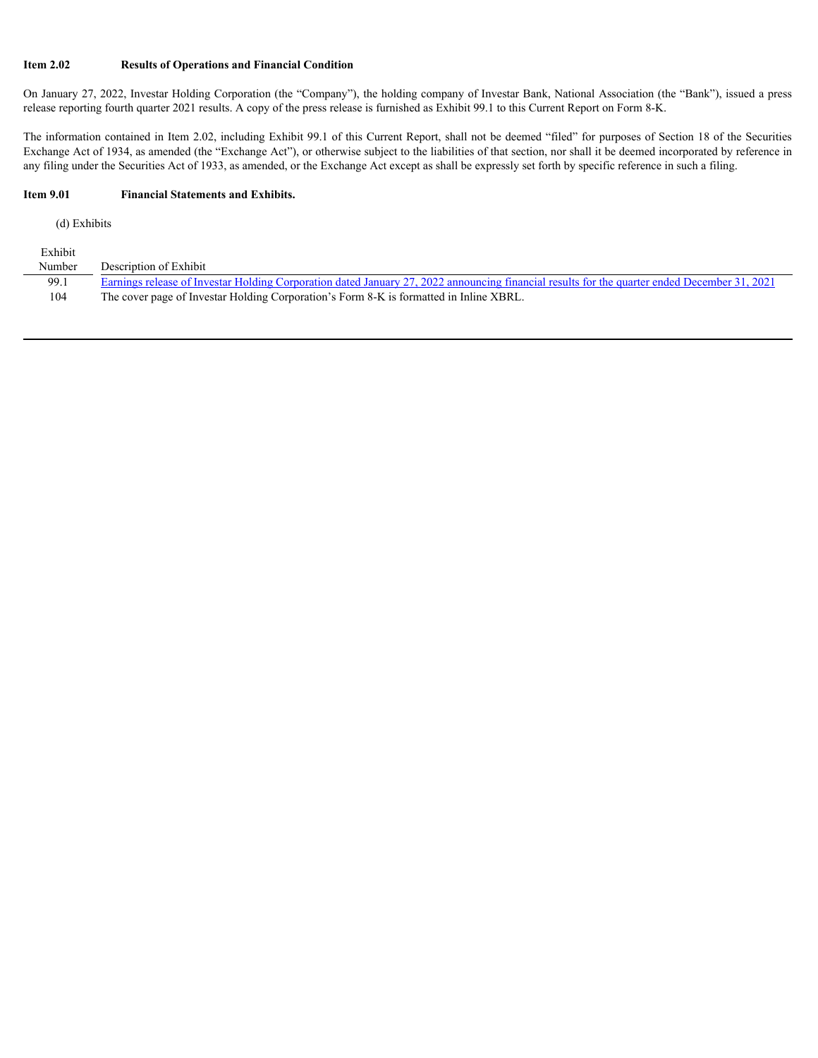**Item 2.02 Results of Operations and Financial Condition**

On January 27, 2022, Investar Holding Corporation (the "Company"), the holding company of Investar Bank, National Association (the "Bank"), issued a press release reporting fourth quarter 2021 results. A copy of the press release is furnished as Exhibit 99.1 to this Current Report on Form 8-K.

The information contained in Item 2.02, including Exhibit 99.1 of this Current Report, shall not be deemed "filed" for purposes of Section 18 of the Securities Exchange Act of 1934, as amended (the "Exchange Act"), or otherwise subject to the liabilities of that section, nor shall it be deemed incorporated by reference in any filing under the Securities Act of 1933, as amended, or the Exchange Act except as shall be expressly set forth by specific reference in such a filing.

**Item 9.01 Financial Statements and Exhibits.**

(d) Exhibits

| Exhibit Number | Description of Exhibit |
|---|---|
| 99.1 | Earnings release of Investar Holding Corporation dated January 27, 2022 announcing financial results for the quarter ended December 31, 2021 |
| 104 | The cover page of Investar Holding Corporation's Form 8-K is formatted in Inline XBRL. |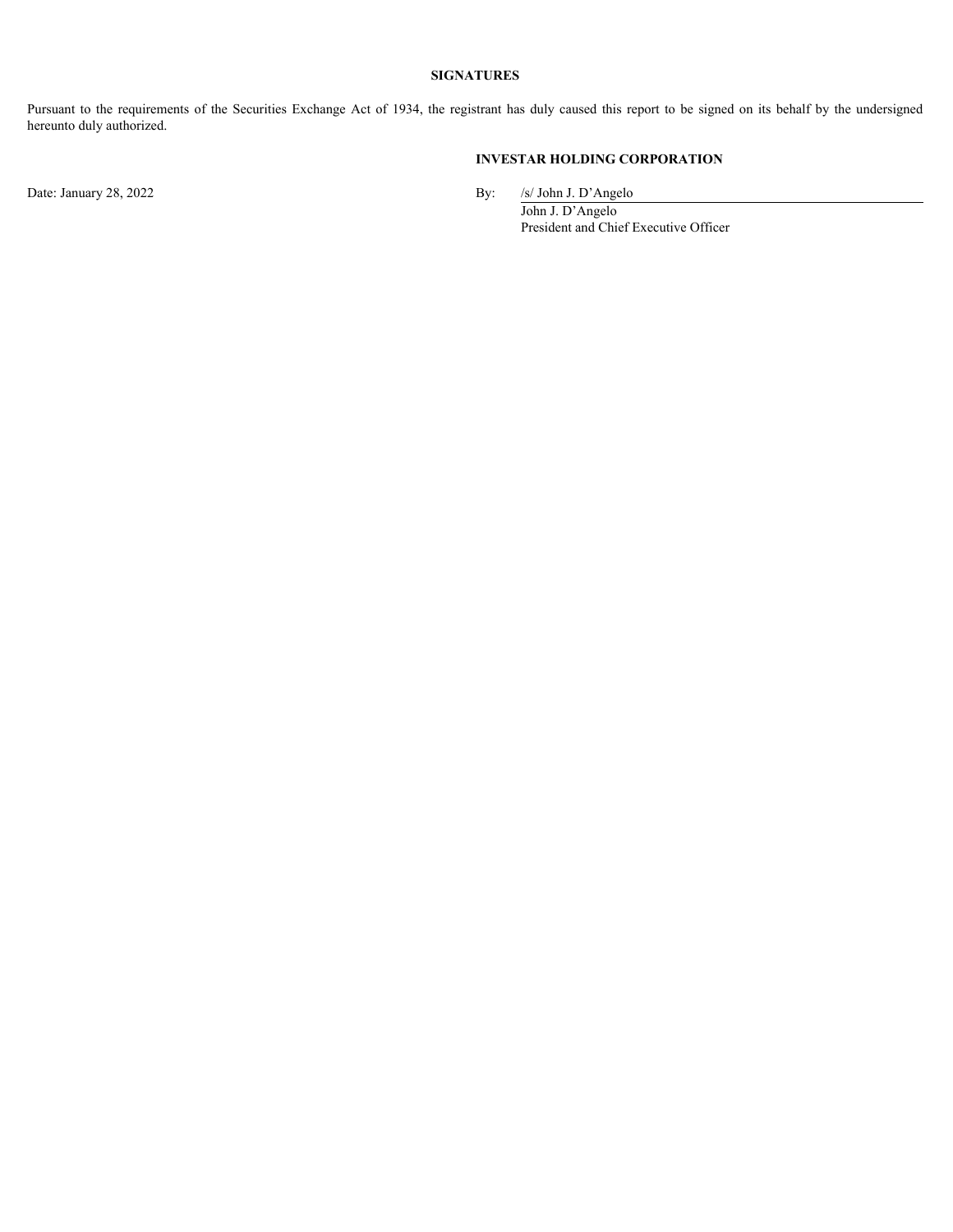## SIGNATURES

Pursuant to the requirements of the Securities Exchange Act of 1934, the registrant has duly caused this report to be signed on its behalf by the undersigned hereunto duly authorized.

**INVESTAR HOLDING CORPORATION**

Date: January 28, 2022

By: /s/ John J. D'Angelo
John J. D'Angelo
President and Chief Executive Officer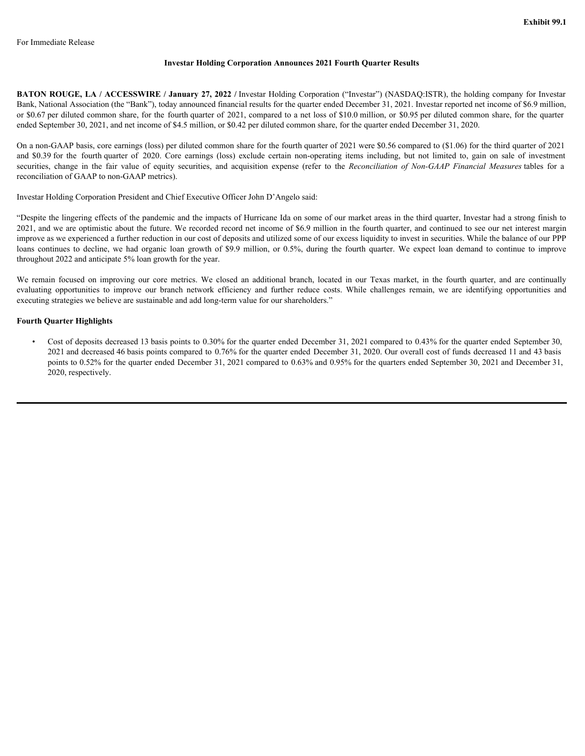**Exhibit 99.1**

For Immediate Release

**Investar Holding Corporation Announces 2021 Fourth Quarter Results**

**BATON ROUGE, LA / ACCESSWIRE / January 27, 2022 /** Investar Holding Corporation ("Investar") (NASDAQ:ISTR), the holding company for Investar Bank, National Association (the "Bank"), today announced financial results for the quarter ended December 31, 2021. Investar reported net income of $6.9 million, or $0.67 per diluted common share, for the fourth quarter of 2021, compared to a net loss of $10.0 million, or $0.95 per diluted common share, for the quarter ended September 30, 2021, and net income of $4.5 million, or $0.42 per diluted common share, for the quarter ended December 31, 2020.

On a non-GAAP basis, core earnings (loss) per diluted common share for the fourth quarter of 2021 were $0.56 compared to ($1.06) for the third quarter of 2021 and $0.39 for the fourth quarter of 2020. Core earnings (loss) exclude certain non-operating items including, but not limited to, gain on sale of investment securities, change in the fair value of equity securities, and acquisition expense (refer to the *Reconciliation of Non-GAAP Financial Measures* tables for a reconciliation of GAAP to non-GAAP metrics).

Investar Holding Corporation President and Chief Executive Officer John D'Angelo said:

"Despite the lingering effects of the pandemic and the impacts of Hurricane Ida on some of our market areas in the third quarter, Investar had a strong finish to 2021, and we are optimistic about the future. We recorded record net income of $6.9 million in the fourth quarter, and continued to see our net interest margin improve as we experienced a further reduction in our cost of deposits and utilized some of our excess liquidity to invest in securities. While the balance of our PPP loans continues to decline, we had organic loan growth of $9.9 million, or 0.5%, during the fourth quarter. We expect loan demand to continue to improve throughout 2022 and anticipate 5% loan growth for the year.

We remain focused on improving our core metrics. We closed an additional branch, located in our Texas market, in the fourth quarter, and are continually evaluating opportunities to improve our branch network efficiency and further reduce costs. While challenges remain, we are identifying opportunities and executing strategies we believe are sustainable and add long-term value for our shareholders."

**Fourth Quarter Highlights**

- Cost of deposits decreased 13 basis points to 0.30% for the quarter ended December 31, 2021 compared to 0.43% for the quarter ended September 30, 2021 and decreased 46 basis points compared to 0.76% for the quarter ended December 31, 2020. Our overall cost of funds decreased 11 and 43 basis points to 0.52% for the quarter ended December 31, 2021 compared to 0.63% and 0.95% for the quarters ended September 30, 2021 and December 31, 2020, respectively.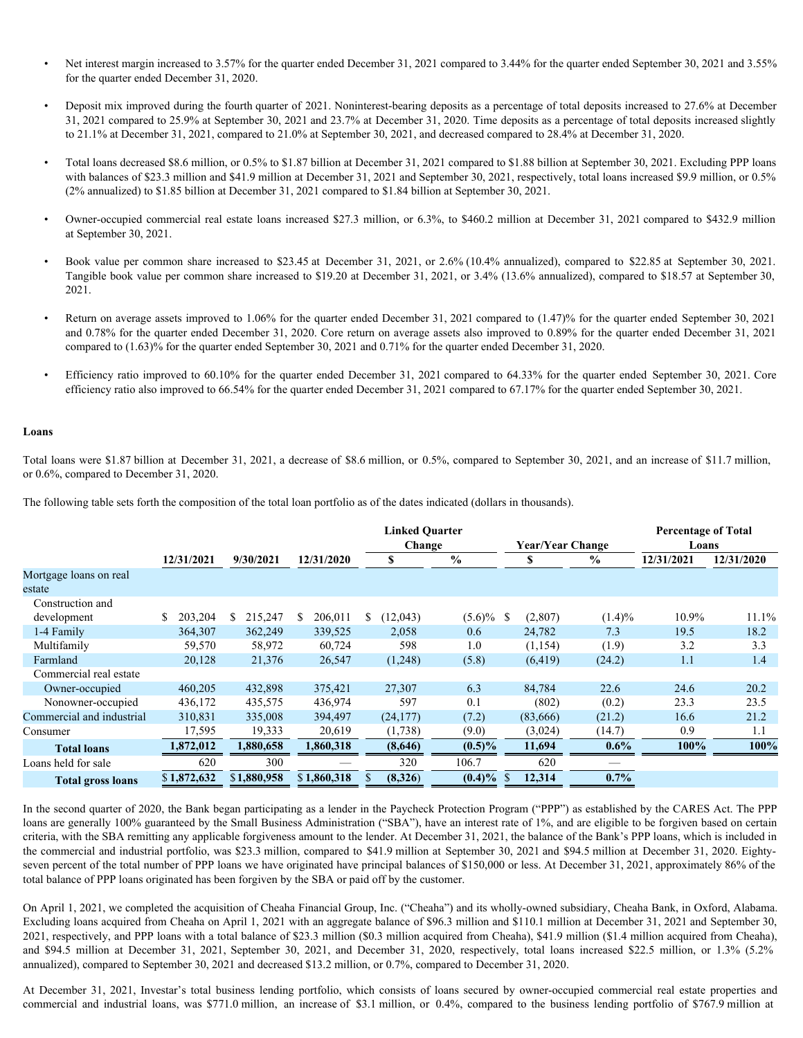- Net interest margin increased to 3.57% for the quarter ended December 31, 2021 compared to 3.44% for the quarter ended September 30, 2021 and 3.55% for the quarter ended December 31, 2020.

- Deposit mix improved during the fourth quarter of 2021. Noninterest-bearing deposits as a percentage of total deposits increased to 27.6% at December 31, 2021 compared to 25.9% at September 30, 2021 and 23.7% at December 31, 2020. Time deposits as a percentage of total deposits increased slightly to 21.1% at December 31, 2021, compared to 21.0% at September 30, 2021, and decreased compared to 28.4% at December 31, 2020.

- Total loans decreased $8.6 million, or 0.5% to $1.87 billion at December 31, 2021 compared to $1.88 billion at September 30, 2021. Excluding PPP loans with balances of $23.3 million and $41.9 million at December 31, 2021 and September 30, 2021, respectively, total loans increased $9.9 million, or 0.5% (2% annualized) to $1.85 billion at December 31, 2021 compared to $1.84 billion at September 30, 2021.

- Owner-occupied commercial real estate loans increased $27.3 million, or 6.3%, to $460.2 million at December 31, 2021 compared to $432.9 million at September 30, 2021.

- Book value per common share increased to $23.45 at December 31, 2021, or 2.6% (10.4% annualized), compared to $22.85 at September 30, 2021. Tangible book value per common share increased to $19.20 at December 31, 2021, or 3.4% (13.6% annualized), compared to $18.57 at September 30, 2021.

- Return on average assets improved to 1.06% for the quarter ended December 31, 2021 compared to (1.47)% for the quarter ended September 30, 2021 and 0.78% for the quarter ended December 31, 2020. Core return on average assets also improved to 0.89% for the quarter ended December 31, 2021 compared to (1.63)% for the quarter ended September 30, 2021 and 0.71% for the quarter ended December 31, 2020.

- Efficiency ratio improved to 60.10% for the quarter ended December 31, 2021 compared to 64.33% for the quarter ended September 30, 2021. Core efficiency ratio also improved to 66.54% for the quarter ended December 31, 2021 compared to 67.17% for the quarter ended September 30, 2021.

**Loans**

Total loans were $1.87 billion at December 31, 2021, a decrease of $8.6 million, or 0.5%, compared to September 30, 2021, and an increase of $11.7 million, or 0.6%, compared to December 31, 2020.

The following table sets forth the composition of the total loan portfolio as of the dates indicated (dollars in thousands).

| | | | | Linked Quarter Change | | Year/Year Change | | Percentage of Total Loans | |
|---|---|---|---|---|---|---|---|---|---|
| | 12/31/2021 | 9/30/2021 | 12/31/2020 | $ | % | $ | % | 12/31/2021 | 12/31/2020 |
| Mortgage loans on real estate | | | | | | | | | |
| Construction and development | $ 203,204 | $ 215,247 | $ 206,011 | $ (12,043) | (5.6)% | $ (2,807) | (1.4)% | 10.9% | 11.1% |
| 1-4 Family | 364,307 | 362,249 | 339,525 | 2,058 | 0.6 | 24,782 | 7.3 | 19.5 | 18.2 |
| Multifamily | 59,570 | 58,972 | 60,724 | 598 | 1.0 | (1,154) | (1.9) | 3.2 | 3.3 |
| Farmland | 20,128 | 21,376 | 26,547 | (1,248) | (5.8) | (6,419) | (24.2) | 1.1 | 1.4 |
| Commercial real estate | | | | | | | | | |
| Owner-occupied | 460,205 | 432,898 | 375,421 | 27,307 | 6.3 | 84,784 | 22.6 | 24.6 | 20.2 |
| Nonowner-occupied | 436,172 | 435,575 | 436,974 | 597 | 0.1 | (802) | (0.2) | 23.3 | 23.5 |
| Commercial and industrial | 310,831 | 335,008 | 394,497 | (24,177) | (7.2) | (83,666) | (21.2) | 16.6 | 21.2 |
| Consumer | 17,595 | 19,333 | 20,619 | (1,738) | (9.0) | (3,024) | (14.7) | 0.9 | 1.1 |
| **Total loans** | **1,872,012** | **1,880,658** | **1,860,318** | **(8,646)** | **(0.5)%** | **11,694** | **0.6%** | **100%** | **100%** |
| Loans held for sale | 620 | 300 | — | 320 | 106.7 | 620 | — | | |
| **Total gross loans** | **$ 1,872,632** | **$ 1,880,958** | **$ 1,860,318** | **$ (8,326)** | **(0.4)%** | **$ 12,314** | **0.7%** | | |

In the second quarter of 2020, the Bank began participating as a lender in the Paycheck Protection Program ("PPP") as established by the CARES Act. The PPP loans are generally 100% guaranteed by the Small Business Administration ("SBA"), have an interest rate of 1%, and are eligible to be forgiven based on certain criteria, with the SBA remitting any applicable forgiveness amount to the lender. At December 31, 2021, the balance of the Bank's PPP loans, which is included in the commercial and industrial portfolio, was $23.3 million, compared to $41.9 million at September 30, 2021 and $94.5 million at December 31, 2020. Eighty-seven percent of the total number of PPP loans we have originated have principal balances of $150,000 or less. At December 31, 2021, approximately 86% of the total balance of PPP loans originated has been forgiven by the SBA or paid off by the customer.

On April 1, 2021, we completed the acquisition of Cheaha Financial Group, Inc. ("Cheaha") and its wholly-owned subsidiary, Cheaha Bank, in Oxford, Alabama. Excluding loans acquired from Cheaha on April 1, 2021 with an aggregate balance of $96.3 million and $110.1 million at December 31, 2021 and September 30, 2021, respectively, and PPP loans with a total balance of $23.3 million ($0.3 million acquired from Cheaha), $41.9 million ($1.4 million acquired from Cheaha), and $94.5 million at December 31, 2021, September 30, 2021, and December 31, 2020, respectively, total loans increased $22.5 million, or 1.3% (5.2% annualized), compared to September 30, 2021 and decreased $13.2 million, or 0.7%, compared to December 31, 2020.

At December 31, 2021, Investar's total business lending portfolio, which consists of loans secured by owner-occupied commercial real estate properties and commercial and industrial loans, was $771.0 million, an increase of $3.1 million, or 0.4%, compared to the business lending portfolio of $767.9 million at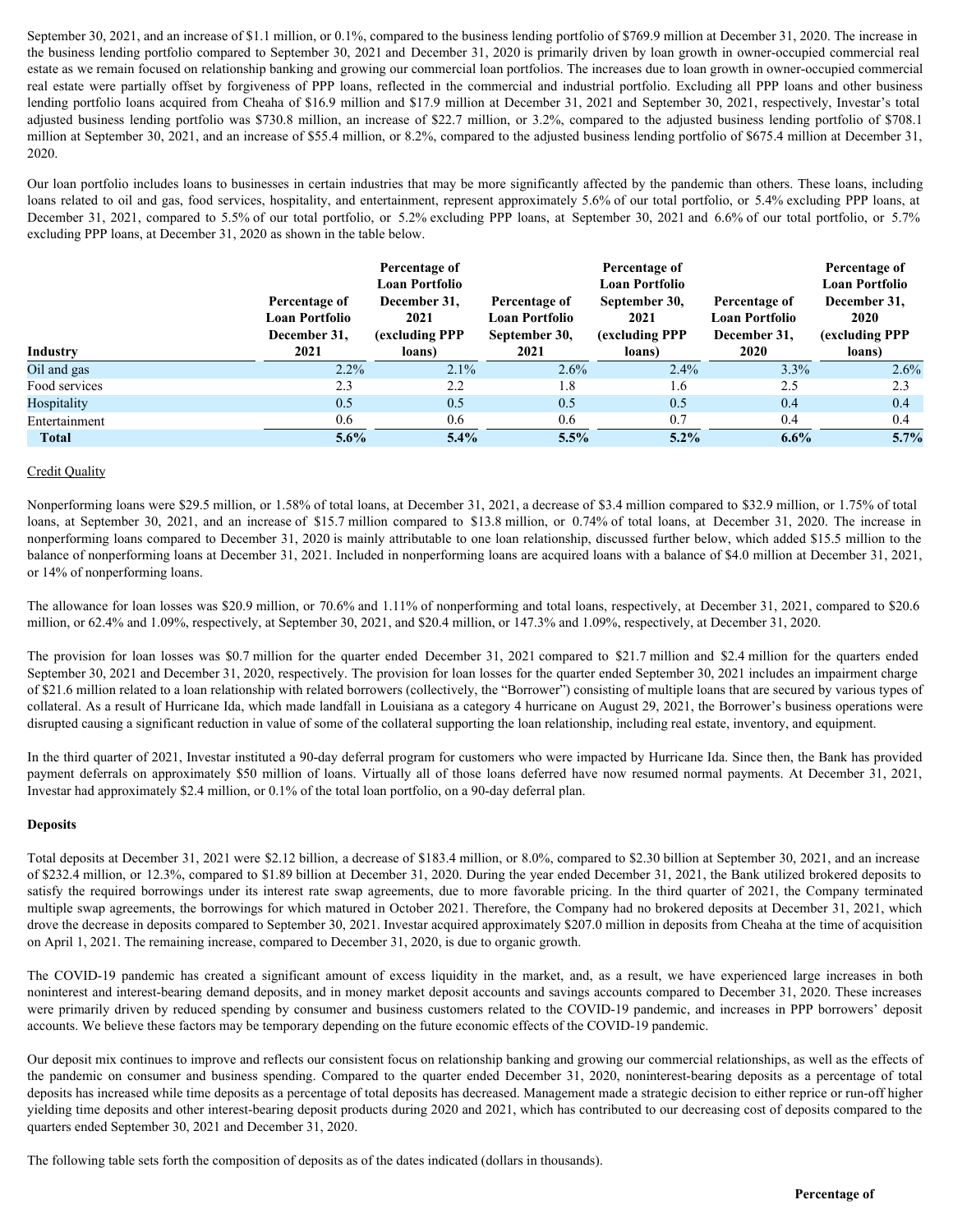September 30, 2021, and an increase of $1.1 million, or 0.1%, compared to the business lending portfolio of $769.9 million at December 31, 2020. The increase in the business lending portfolio compared to September 30, 2021 and December 31, 2020 is primarily driven by loan growth in owner-occupied commercial real estate as we remain focused on relationship banking and growing our commercial loan portfolios. The increases due to loan growth in owner-occupied commercial real estate were partially offset by forgiveness of PPP loans, reflected in the commercial and industrial portfolio. Excluding all PPP loans and other business lending portfolio loans acquired from Cheaha of $16.9 million and $17.9 million at December 31, 2021 and September 30, 2021, respectively, Investar's total adjusted business lending portfolio was $730.8 million, an increase of $22.7 million, or 3.2%, compared to the adjusted business lending portfolio of $708.1 million at September 30, 2021, and an increase of $55.4 million, or 8.2%, compared to the adjusted business lending portfolio of $675.4 million at December 31, 2020.

Our loan portfolio includes loans to businesses in certain industries that may be more significantly affected by the pandemic than others. These loans, including loans related to oil and gas, food services, hospitality, and entertainment, represent approximately 5.6% of our total portfolio, or 5.4% excluding PPP loans, at December 31, 2021, compared to 5.5% of our total portfolio, or 5.2% excluding PPP loans, at September 30, 2021 and 6.6% of our total portfolio, or 5.7% excluding PPP loans, at December 31, 2020 as shown in the table below.

| Industry | Percentage of Loan Portfolio December 31, 2021 | Percentage of Loan Portfolio December 31, 2021 (excluding PPP loans) | Percentage of Loan Portfolio September 30, 2021 | Percentage of Loan Portfolio September 30, 2021 (excluding PPP loans) | Percentage of Loan Portfolio December 31, 2020 | Percentage of Loan Portfolio December 31, 2020 (excluding PPP loans) |
|---|---|---|---|---|---|---|
| Oil and gas | 2.2% | 2.1% | 2.6% | 2.4% | 3.3% | 2.6% |
| Food services | 2.3 | 2.2 | 1.8 | 1.6 | 2.5 | 2.3 |
| Hospitality | 0.5 | 0.5 | 0.5 | 0.5 | 0.4 | 0.4 |
| Entertainment | 0.6 | 0.6 | 0.6 | 0.7 | 0.4 | 0.4 |
| **Total** | **5.6%** | **5.4%** | **5.5%** | **5.2%** | **6.6%** | **5.7%** |

Credit Quality

Nonperforming loans were $29.5 million, or 1.58% of total loans, at December 31, 2021, a decrease of $3.4 million compared to $32.9 million, or 1.75% of total loans, at September 30, 2021, and an increase of $15.7 million compared to $13.8 million, or 0.74% of total loans, at December 31, 2020. The increase in nonperforming loans compared to December 31, 2020 is mainly attributable to one loan relationship, discussed further below, which added $15.5 million to the balance of nonperforming loans at December 31, 2021. Included in nonperforming loans are acquired loans with a balance of $4.0 million at December 31, 2021, or 14% of nonperforming loans.

The allowance for loan losses was $20.9 million, or 70.6% and 1.11% of nonperforming and total loans, respectively, at December 31, 2021, compared to $20.6 million, or 62.4% and 1.09%, respectively, at September 30, 2021, and $20.4 million, or 147.3% and 1.09%, respectively, at December 31, 2020.

The provision for loan losses was $0.7 million for the quarter ended December 31, 2021 compared to $21.7 million and $2.4 million for the quarters ended September 30, 2021 and December 31, 2020, respectively. The provision for loan losses for the quarter ended September 30, 2021 includes an impairment charge of $21.6 million related to a loan relationship with related borrowers (collectively, the "Borrower") consisting of multiple loans that are secured by various types of collateral. As a result of Hurricane Ida, which made landfall in Louisiana as a category 4 hurricane on August 29, 2021, the Borrower's business operations were disrupted causing a significant reduction in value of some of the collateral supporting the loan relationship, including real estate, inventory, and equipment.

In the third quarter of 2021, Investar instituted a 90-day deferral program for customers who were impacted by Hurricane Ida. Since then, the Bank has provided payment deferrals on approximately $50 million of loans. Virtually all of those loans deferred have now resumed normal payments. At December 31, 2021, Investar had approximately $2.4 million, or 0.1% of the total loan portfolio, on a 90-day deferral plan.

**Deposits**

Total deposits at December 31, 2021 were $2.12 billion, a decrease of $183.4 million, or 8.0%, compared to $2.30 billion at September 30, 2021, and an increase of $232.4 million, or 12.3%, compared to $1.89 billion at December 31, 2020. During the year ended December 31, 2021, the Bank utilized brokered deposits to satisfy the required borrowings under its interest rate swap agreements, due to more favorable pricing. In the third quarter of 2021, the Company terminated multiple swap agreements, the borrowings for which matured in October 2021. Therefore, the Company had no brokered deposits at December 31, 2021, which drove the decrease in deposits compared to September 30, 2021. Investar acquired approximately $207.0 million in deposits from Cheaha at the time of acquisition on April 1, 2021. The remaining increase, compared to December 31, 2020, is due to organic growth.

The COVID-19 pandemic has created a significant amount of excess liquidity in the market, and, as a result, we have experienced large increases in both noninterest and interest-bearing demand deposits, and in money market deposit accounts and savings accounts compared to December 31, 2020. These increases were primarily driven by reduced spending by consumer and business customers related to the COVID-19 pandemic, and increases in PPP borrowers' deposit accounts. We believe these factors may be temporary depending on the future economic effects of the COVID-19 pandemic.

Our deposit mix continues to improve and reflects our consistent focus on relationship banking and growing our commercial relationships, as well as the effects of the pandemic on consumer and business spending. Compared to the quarter ended December 31, 2020, noninterest-bearing deposits as a percentage of total deposits has increased while time deposits as a percentage of total deposits has decreased. Management made a strategic decision to either reprice or run-off higher yielding time deposits and other interest-bearing deposit products during 2020 and 2021, which has contributed to our decreasing cost of deposits compared to the quarters ended September 30, 2021 and December 31, 2020.

The following table sets forth the composition of deposits as of the dates indicated (dollars in thousands).

Percentage of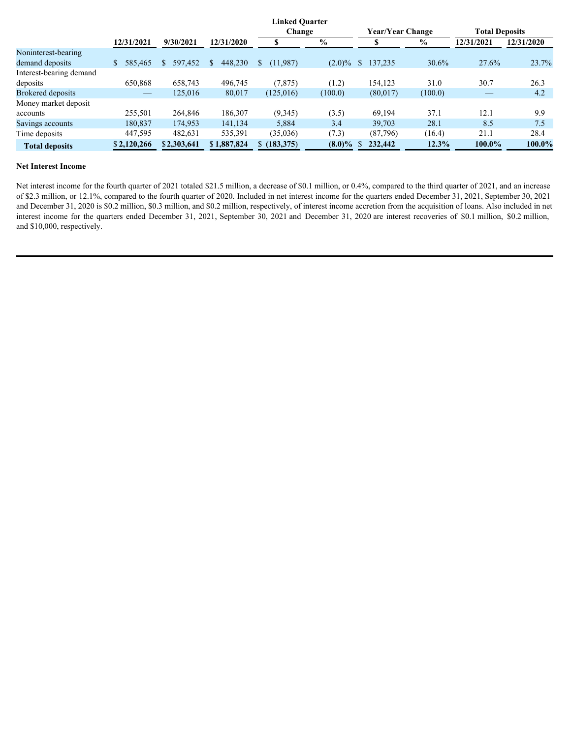| | 12/31/2021 | 9/30/2021 | 12/31/2020 | Linked Quarter Change $ | Linked Quarter Change % | Year/Year Change $ | Year/Year Change % | Total Deposits 12/31/2021 | Total Deposits 12/31/2020 |
|---|---|---|---|---|---|---|---|---|---|
| Noninterest-bearing demand deposits | $ 585,465 | $ 597,452 | $ 448,230 | $ (11,987) | (2.0)% | $ 137,235 | 30.6% | 27.6% | 23.7% |
| Interest-bearing demand deposits | 650,868 | 658,743 | 496,745 | (7,875) | (1.2) | 154,123 | 31.0 | 30.7 | 26.3 |
| Brokered deposits | — | 125,016 | 80,017 | (125,016) | (100.0) | (80,017) | (100.0) | — | 4.2 |
| Money market deposit accounts | 255,501 | 264,846 | 186,307 | (9,345) | (3.5) | 69,194 | 37.1 | 12.1 | 9.9 |
| Savings accounts | 180,837 | 174,953 | 141,134 | 5,884 | 3.4 | 39,703 | 28.1 | 8.5 | 7.5 |
| Time deposits | 447,595 | 482,631 | 535,391 | (35,036) | (7.3) | (87,796) | (16.4) | 21.1 | 28.4 |
| **Total deposits** | **$ 2,120,266** | **$ 2,303,641** | **$ 1,887,824** | **$ (183,375)** | **(8.0)%** | **$ 232,442** | **12.3%** | **100.0%** | **100.0%** |

**Net Interest Income**

Net interest income for the fourth quarter of 2021 totaled $21.5 million, a decrease of $0.1 million, or 0.4%, compared to the third quarter of 2021, and an increase of $2.3 million, or 12.1%, compared to the fourth quarter of 2020. Included in net interest income for the quarters ended December 31, 2021, September 30, 2021 and December 31, 2020 is $0.2 million, $0.3 million, and $0.2 million, respectively, of interest income accretion from the acquisition of loans. Also included in net interest income for the quarters ended December 31, 2021, September 30, 2021 and December 31, 2020 are interest recoveries of $0.1 million, $0.2 million, and $10,000, respectively.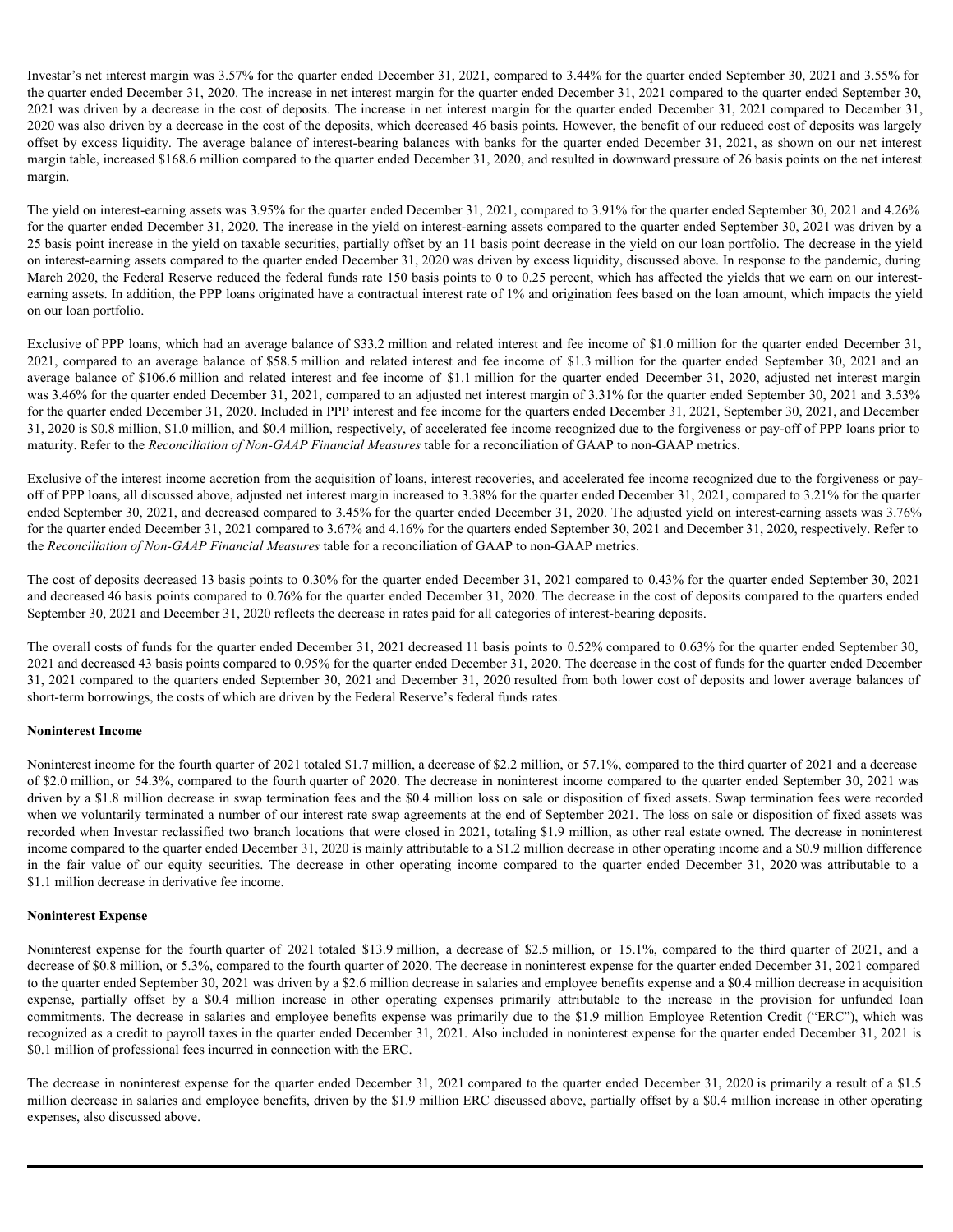Investar's net interest margin was 3.57% for the quarter ended December 31, 2021, compared to 3.44% for the quarter ended September 30, 2021 and 3.55% for the quarter ended December 31, 2020. The increase in net interest margin for the quarter ended December 31, 2021 compared to the quarter ended September 30, 2021 was driven by a decrease in the cost of deposits. The increase in net interest margin for the quarter ended December 31, 2021 compared to December 31, 2020 was also driven by a decrease in the cost of the deposits, which decreased 46 basis points. However, the benefit of our reduced cost of deposits was largely offset by excess liquidity. The average balance of interest-bearing balances with banks for the quarter ended December 31, 2021, as shown on our net interest margin table, increased $168.6 million compared to the quarter ended December 31, 2020, and resulted in downward pressure of 26 basis points on the net interest margin.

The yield on interest-earning assets was 3.95% for the quarter ended December 31, 2021, compared to 3.91% for the quarter ended September 30, 2021 and 4.26% for the quarter ended December 31, 2020. The increase in the yield on interest-earning assets compared to the quarter ended September 30, 2021 was driven by a 25 basis point increase in the yield on taxable securities, partially offset by an 11 basis point decrease in the yield on our loan portfolio. The decrease in the yield on interest-earning assets compared to the quarter ended December 31, 2020 was driven by excess liquidity, discussed above. In response to the pandemic, during March 2020, the Federal Reserve reduced the federal funds rate 150 basis points to 0 to 0.25 percent, which has affected the yields that we earn on our interest-earning assets. In addition, the PPP loans originated have a contractual interest rate of 1% and origination fees based on the loan amount, which impacts the yield on our loan portfolio.

Exclusive of PPP loans, which had an average balance of $33.2 million and related interest and fee income of $1.0 million for the quarter ended December 31, 2021, compared to an average balance of $58.5 million and related interest and fee income of $1.3 million for the quarter ended September 30, 2021 and an average balance of $106.6 million and related interest and fee income of $1.1 million for the quarter ended December 31, 2020, adjusted net interest margin was 3.46% for the quarter ended December 31, 2021, compared to an adjusted net interest margin of 3.31% for the quarter ended September 30, 2021 and 3.53% for the quarter ended December 31, 2020. Included in PPP interest and fee income for the quarters ended December 31, 2021, September 30, 2021, and December 31, 2020 is $0.8 million, $1.0 million, and $0.4 million, respectively, of accelerated fee income recognized due to the forgiveness or pay-off of PPP loans prior to maturity. Refer to the *Reconciliation of Non-GAAP Financial Measures* table for a reconciliation of GAAP to non-GAAP metrics.

Exclusive of the interest income accretion from the acquisition of loans, interest recoveries, and accelerated fee income recognized due to the forgiveness or pay-off of PPP loans, all discussed above, adjusted net interest margin increased to 3.38% for the quarter ended December 31, 2021, compared to 3.21% for the quarter ended September 30, 2021, and decreased compared to 3.45% for the quarter ended December 31, 2020. The adjusted yield on interest-earning assets was 3.76% for the quarter ended December 31, 2021 compared to 3.67% and 4.16% for the quarters ended September 30, 2021 and December 31, 2020, respectively. Refer to the *Reconciliation of Non-GAAP Financial Measures* table for a reconciliation of GAAP to non-GAAP metrics.

The cost of deposits decreased 13 basis points to 0.30% for the quarter ended December 31, 2021 compared to 0.43% for the quarter ended September 30, 2021 and decreased 46 basis points compared to 0.76% for the quarter ended December 31, 2020. The decrease in the cost of deposits compared to the quarters ended September 30, 2021 and December 31, 2020 reflects the decrease in rates paid for all categories of interest-bearing deposits.

The overall costs of funds for the quarter ended December 31, 2021 decreased 11 basis points to 0.52% compared to 0.63% for the quarter ended September 30, 2021 and decreased 43 basis points compared to 0.95% for the quarter ended December 31, 2020. The decrease in the cost of funds for the quarter ended December 31, 2021 compared to the quarters ended September 30, 2021 and December 31, 2020 resulted from both lower cost of deposits and lower average balances of short-term borrowings, the costs of which are driven by the Federal Reserve's federal funds rates.

**Noninterest Income**

Noninterest income for the fourth quarter of 2021 totaled $1.7 million, a decrease of $2.2 million, or 57.1%, compared to the third quarter of 2021 and a decrease of $2.0 million, or 54.3%, compared to the fourth quarter of 2020. The decrease in noninterest income compared to the quarter ended September 30, 2021 was driven by a $1.8 million decrease in swap termination fees and the $0.4 million loss on sale or disposition of fixed assets. Swap termination fees were recorded when we voluntarily terminated a number of our interest rate swap agreements at the end of September 2021. The loss on sale or disposition of fixed assets was recorded when Investar reclassified two branch locations that were closed in 2021, totaling $1.9 million, as other real estate owned. The decrease in noninterest income compared to the quarter ended December 31, 2020 is mainly attributable to a $1.2 million decrease in other operating income and a $0.9 million difference in the fair value of our equity securities. The decrease in other operating income compared to the quarter ended December 31, 2020 was attributable to a $1.1 million decrease in derivative fee income.

**Noninterest Expense**

Noninterest expense for the fourth quarter of 2021 totaled $13.9 million, a decrease of $2.5 million, or 15.1%, compared to the third quarter of 2021, and a decrease of $0.8 million, or 5.3%, compared to the fourth quarter of 2020. The decrease in noninterest expense for the quarter ended December 31, 2021 compared to the quarter ended September 30, 2021 was driven by a $2.6 million decrease in salaries and employee benefits expense and a $0.4 million decrease in acquisition expense, partially offset by a $0.4 million increase in other operating expenses primarily attributable to the increase in the provision for unfunded loan commitments. The decrease in salaries and employee benefits expense was primarily due to the $1.9 million Employee Retention Credit ("ERC"), which was recognized as a credit to payroll taxes in the quarter ended December 31, 2021. Also included in noninterest expense for the quarter ended December 31, 2021 is $0.1 million of professional fees incurred in connection with the ERC.

The decrease in noninterest expense for the quarter ended December 31, 2021 compared to the quarter ended December 31, 2020 is primarily a result of a $1.5 million decrease in salaries and employee benefits, driven by the $1.9 million ERC discussed above, partially offset by a $0.4 million increase in other operating expenses, also discussed above.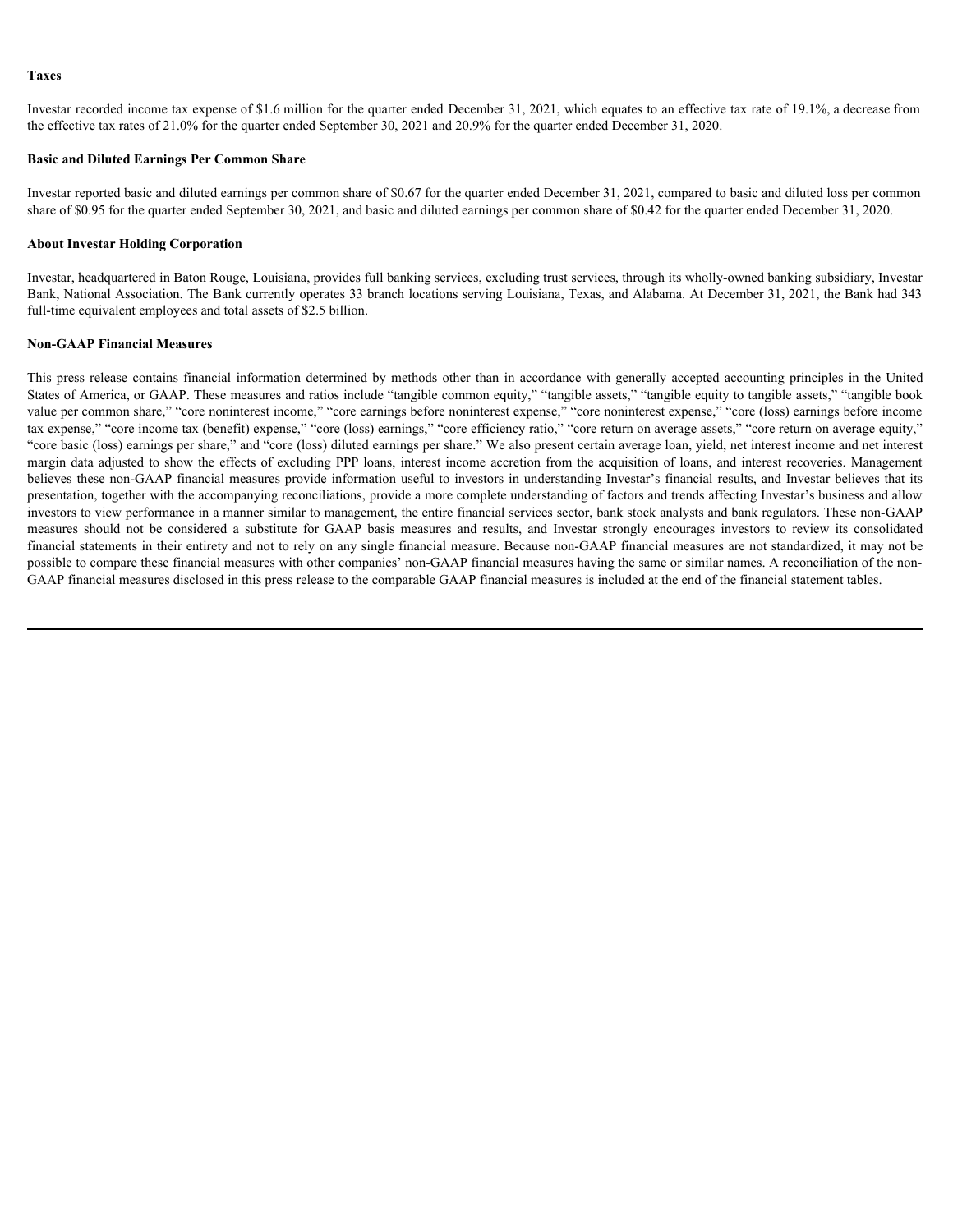**Taxes**

Investar recorded income tax expense of $1.6 million for the quarter ended December 31, 2021, which equates to an effective tax rate of 19.1%, a decrease from the effective tax rates of 21.0% for the quarter ended September 30, 2021 and 20.9% for the quarter ended December 31, 2020.

**Basic and Diluted Earnings Per Common Share**

Investar reported basic and diluted earnings per common share of $0.67 for the quarter ended December 31, 2021, compared to basic and diluted loss per common share of $0.95 for the quarter ended September 30, 2021, and basic and diluted earnings per common share of $0.42 for the quarter ended December 31, 2020.

**About Investar Holding Corporation**

Investar, headquartered in Baton Rouge, Louisiana, provides full banking services, excluding trust services, through its wholly-owned banking subsidiary, Investar Bank, National Association. The Bank currently operates 33 branch locations serving Louisiana, Texas, and Alabama. At December 31, 2021, the Bank had 343 full-time equivalent employees and total assets of $2.5 billion.

**Non-GAAP Financial Measures**

This press release contains financial information determined by methods other than in accordance with generally accepted accounting principles in the United States of America, or GAAP. These measures and ratios include "tangible common equity," "tangible assets," "tangible equity to tangible assets," "tangible book value per common share," "core noninterest income," "core earnings before noninterest expense," "core noninterest expense," "core (loss) earnings before income tax expense," "core income tax (benefit) expense," "core (loss) earnings," "core efficiency ratio," "core return on average assets," "core return on average equity," "core basic (loss) earnings per share," and "core (loss) diluted earnings per share." We also present certain average loan, yield, net interest income and net interest margin data adjusted to show the effects of excluding PPP loans, interest income accretion from the acquisition of loans, and interest recoveries. Management believes these non-GAAP financial measures provide information useful to investors in understanding Investar's financial results, and Investar believes that its presentation, together with the accompanying reconciliations, provide a more complete understanding of factors and trends affecting Investar's business and allow investors to view performance in a manner similar to management, the entire financial services sector, bank stock analysts and bank regulators. These non-GAAP measures should not be considered a substitute for GAAP basis measures and results, and Investar strongly encourages investors to review its consolidated financial statements in their entirety and not to rely on any single financial measure. Because non-GAAP financial measures are not standardized, it may not be possible to compare these financial measures with other companies' non-GAAP financial measures having the same or similar names. A reconciliation of the non-GAAP financial measures disclosed in this press release to the comparable GAAP financial measures is included at the end of the financial statement tables.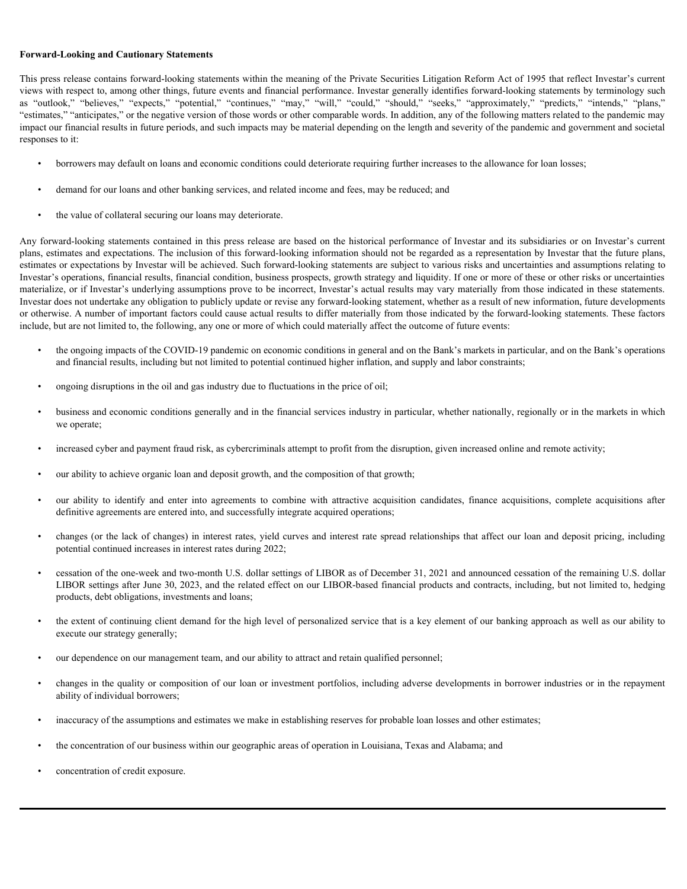**Forward-Looking and Cautionary Statements**

This press release contains forward-looking statements within the meaning of the Private Securities Litigation Reform Act of 1995 that reflect Investar's current views with respect to, among other things, future events and financial performance. Investar generally identifies forward-looking statements by terminology such as "outlook," "believes," "expects," "potential," "continues," "may," "will," "could," "should," "seeks," "approximately," "predicts," "intends," "plans," "estimates," "anticipates," or the negative version of those words or other comparable words. In addition, any of the following matters related to the pandemic may impact our financial results in future periods, and such impacts may be material depending on the length and severity of the pandemic and government and societal responses to it:

- borrowers may default on loans and economic conditions could deteriorate requiring further increases to the allowance for loan losses;
- demand for our loans and other banking services, and related income and fees, may be reduced; and
- the value of collateral securing our loans may deteriorate.

Any forward-looking statements contained in this press release are based on the historical performance of Investar and its subsidiaries or on Investar's current plans, estimates and expectations. The inclusion of this forward-looking information should not be regarded as a representation by Investar that the future plans, estimates or expectations by Investar will be achieved. Such forward-looking statements are subject to various risks and uncertainties and assumptions relating to Investar's operations, financial results, financial condition, business prospects, growth strategy and liquidity. If one or more of these or other risks or uncertainties materialize, or if Investar's underlying assumptions prove to be incorrect, Investar's actual results may vary materially from those indicated in these statements. Investar does not undertake any obligation to publicly update or revise any forward-looking statement, whether as a result of new information, future developments or otherwise. A number of important factors could cause actual results to differ materially from those indicated by the forward-looking statements. These factors include, but are not limited to, the following, any one or more of which could materially affect the outcome of future events:

- the ongoing impacts of the COVID-19 pandemic on economic conditions in general and on the Bank's markets in particular, and on the Bank's operations and financial results, including but not limited to potential continued higher inflation, and supply and labor constraints;
- ongoing disruptions in the oil and gas industry due to fluctuations in the price of oil;
- business and economic conditions generally and in the financial services industry in particular, whether nationally, regionally or in the markets in which we operate;
- increased cyber and payment fraud risk, as cybercriminals attempt to profit from the disruption, given increased online and remote activity;
- our ability to achieve organic loan and deposit growth, and the composition of that growth;
- our ability to identify and enter into agreements to combine with attractive acquisition candidates, finance acquisitions, complete acquisitions after definitive agreements are entered into, and successfully integrate acquired operations;
- changes (or the lack of changes) in interest rates, yield curves and interest rate spread relationships that affect our loan and deposit pricing, including potential continued increases in interest rates during 2022;
- cessation of the one-week and two-month U.S. dollar settings of LIBOR as of December 31, 2021 and announced cessation of the remaining U.S. dollar LIBOR settings after June 30, 2023, and the related effect on our LIBOR-based financial products and contracts, including, but not limited to, hedging products, debt obligations, investments and loans;
- the extent of continuing client demand for the high level of personalized service that is a key element of our banking approach as well as our ability to execute our strategy generally;
- our dependence on our management team, and our ability to attract and retain qualified personnel;
- changes in the quality or composition of our loan or investment portfolios, including adverse developments in borrower industries or in the repayment ability of individual borrowers;
- inaccuracy of the assumptions and estimates we make in establishing reserves for probable loan losses and other estimates;
- the concentration of our business within our geographic areas of operation in Louisiana, Texas and Alabama; and
- concentration of credit exposure.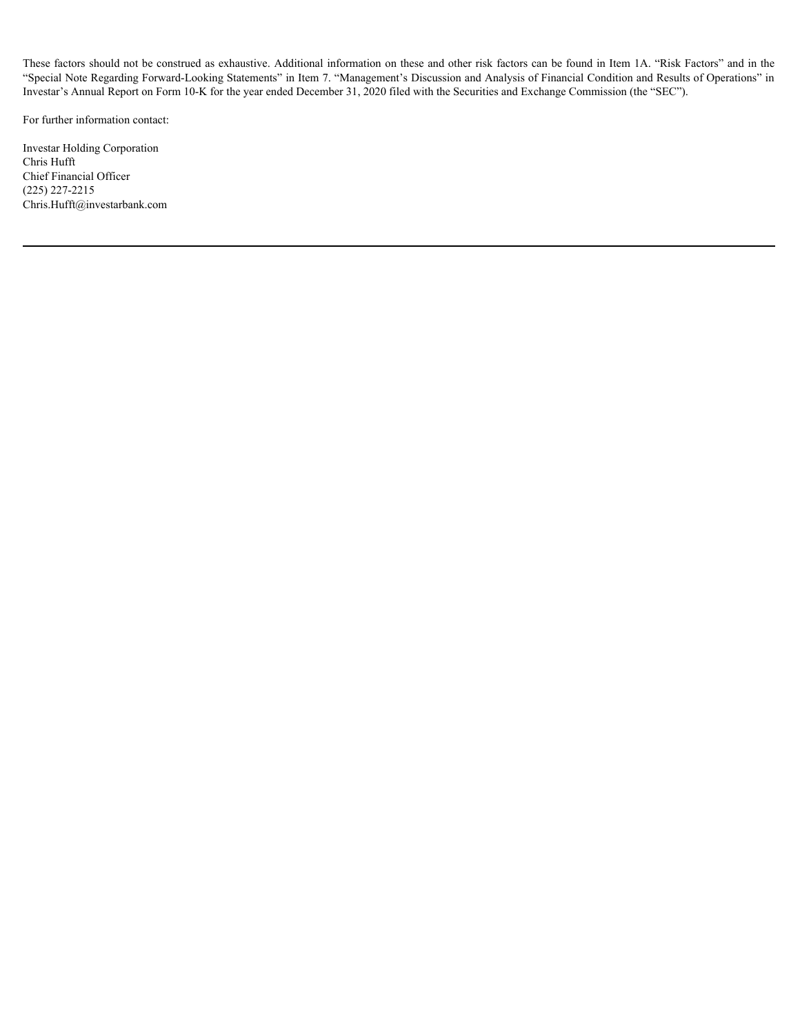These factors should not be construed as exhaustive. Additional information on these and other risk factors can be found in Item 1A. "Risk Factors" and in the "Special Note Regarding Forward-Looking Statements" in Item 7. "Management's Discussion and Analysis of Financial Condition and Results of Operations" in Investar's Annual Report on Form 10-K for the year ended December 31, 2020 filed with the Securities and Exchange Commission (the "SEC").

For further information contact:

Investar Holding Corporation
Chris Hufft
Chief Financial Officer
(225) 227-2215
Chris.Hufft@investarbank.com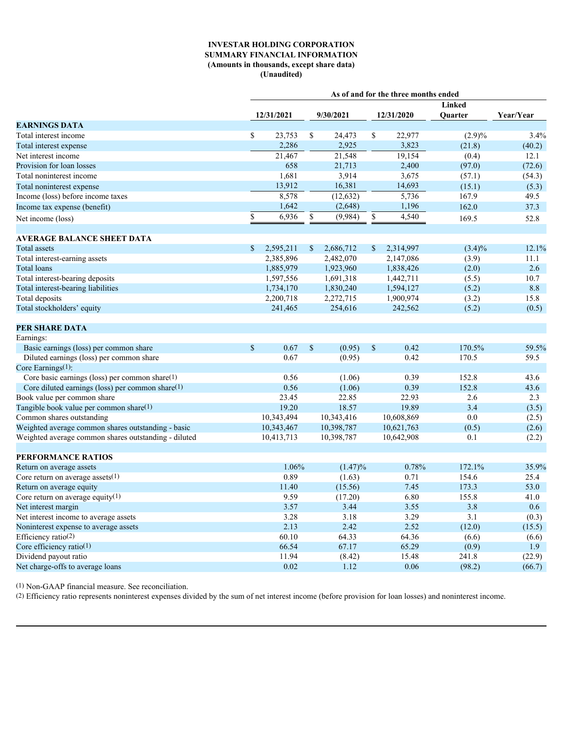**INVESTAR HOLDING CORPORATION**
**SUMMARY FINANCIAL INFORMATION**
**(Amounts in thousands, except share data)**
**(Unaudited)**

| | As of and for the three months ended | | | | |
|---|---|---|---|---|---|
| | 12/31/2021 | 9/30/2021 | 12/31/2020 | Linked Quarter | Year/Year |
| **EARNINGS DATA** | | | | | |
| Total interest income | $ 23,753 | $ 24,473 | $ 22,977 | (2.9)% | 3.4% |
| Total interest expense | 2,286 | 2,925 | 3,823 | (21.8) | (40.2) |
| Net interest income | 21,467 | 21,548 | 19,154 | (0.4) | 12.1 |
| Provision for loan losses | 658 | 21,713 | 2,400 | (97.0) | (72.6) |
| Total noninterest income | 1,681 | 3,914 | 3,675 | (57.1) | (54.3) |
| Total noninterest expense | 13,912 | 16,381 | 14,693 | (15.1) | (5.3) |
| Income (loss) before income taxes | 8,578 | (12,632) | 5,736 | 167.9 | 49.5 |
| Income tax expense (benefit) | 1,642 | (2,648) | 1,196 | 162.0 | 37.3 |
| Net income (loss) | $ 6,936 | $ (9,984) | $ 4,540 | 169.5 | 52.8 |
| | | | | | |
| **AVERAGE BALANCE SHEET DATA** | | | | | |
| Total assets | $ 2,595,211 | $ 2,686,712 | $ 2,314,997 | (3.4)% | 12.1% |
| Total interest-earning assets | 2,385,896 | 2,482,070 | 2,147,086 | (3.9) | 11.1 |
| Total loans | 1,885,979 | 1,923,960 | 1,838,426 | (2.0) | 2.6 |
| Total interest-bearing deposits | 1,597,556 | 1,691,318 | 1,442,711 | (5.5) | 10.7 |
| Total interest-bearing liabilities | 1,734,170 | 1,830,240 | 1,594,127 | (5.2) | 8.8 |
| Total deposits | 2,200,718 | 2,272,715 | 1,900,974 | (3.2) | 15.8 |
| Total stockholders' equity | 241,465 | 254,616 | 242,562 | (5.2) | (0.5) |
| | | | | | |
| **PER SHARE DATA** | | | | | |
| Earnings: | | | | | |
| Basic earnings (loss) per common share | $ 0.67 | $ (0.95) | $ 0.42 | 170.5% | 59.5% |
| Diluted earnings (loss) per common share | 0.67 | (0.95) | 0.42 | 170.5 | 59.5 |
| Core Earnings(1): | | | | | |
| Core basic earnings (loss) per common share(1) | 0.56 | (1.06) | 0.39 | 152.8 | 43.6 |
| Core diluted earnings (loss) per common share(1) | 0.56 | (1.06) | 0.39 | 152.8 | 43.6 |
| Book value per common share | 23.45 | 22.85 | 22.93 | 2.6 | 2.3 |
| Tangible book value per common share(1) | 19.20 | 18.57 | 19.89 | 3.4 | (3.5) |
| Common shares outstanding | 10,343,494 | 10,343,416 | 10,608,869 | 0.0 | (2.5) |
| Weighted average common shares outstanding - basic | 10,343,467 | 10,398,787 | 10,621,763 | (0.5) | (2.6) |
| Weighted average common shares outstanding - diluted | 10,413,713 | 10,398,787 | 10,642,908 | 0.1 | (2.2) |
| | | | | | |
| **PERFORMANCE RATIOS** | | | | | |
| Return on average assets | 1.06% | (1.47)% | 0.78% | 172.1% | 35.9% |
| Core return on average assets(1) | 0.89 | (1.63) | 0.71 | 154.6 | 25.4 |
| Return on average equity | 11.40 | (15.56) | 7.45 | 173.3 | 53.0 |
| Core return on average equity(1) | 9.59 | (17.20) | 6.80 | 155.8 | 41.0 |
| Net interest margin | 3.57 | 3.44 | 3.55 | 3.8 | 0.6 |
| Net interest income to average assets | 3.28 | 3.18 | 3.29 | 3.1 | (0.3) |
| Noninterest expense to average assets | 2.13 | 2.42 | 2.52 | (12.0) | (15.5) |
| Efficiency ratio(2) | 60.10 | 64.33 | 64.36 | (6.6) | (6.6) |
| Core efficiency ratio(1) | 66.54 | 67.17 | 65.29 | (0.9) | 1.9 |
| Dividend payout ratio | 11.94 | (8.42) | 15.48 | 241.8 | (22.9) |
| Net charge-offs to average loans | 0.02 | 1.12 | 0.06 | (98.2) | (66.7) |

(1) Non-GAAP financial measure. See reconciliation.

(2) Efficiency ratio represents noninterest expenses divided by the sum of net interest income (before provision for loan losses) and noninterest income.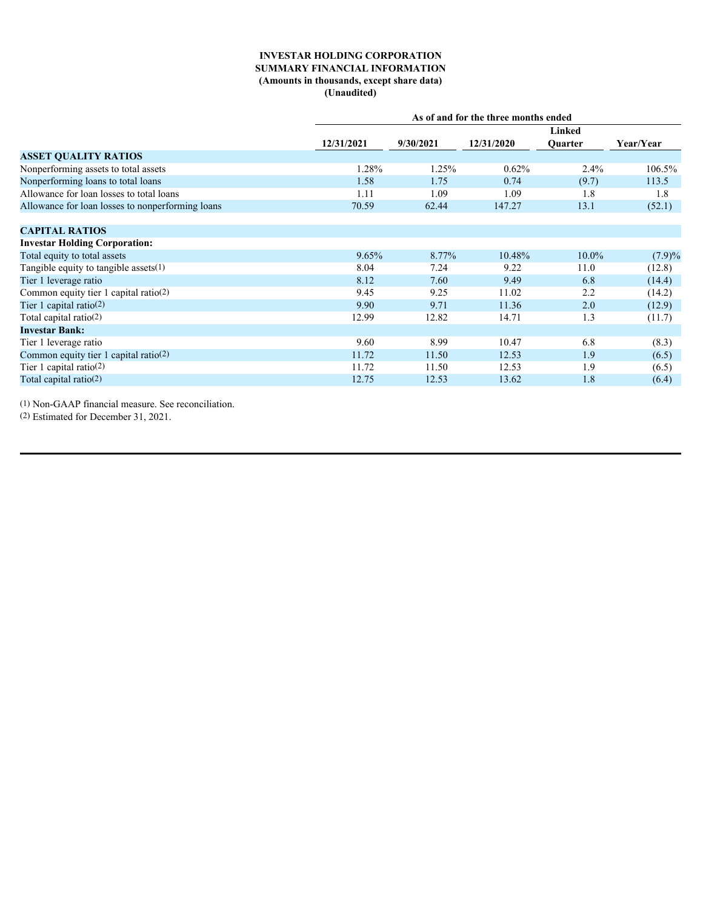**INVESTAR HOLDING CORPORATION**
**SUMMARY FINANCIAL INFORMATION**
**(Amounts in thousands, except share data)**
**(Unaudited)**

| | As of and for the three months ended | | | | |
|---|---|---|---|---|---|
| | 12/31/2021 | 9/30/2021 | 12/31/2020 | Linked Quarter | Year/Year |
| **ASSET QUALITY RATIOS** | | | | | |
| Nonperforming assets to total assets | 1.28% | 1.25% | 0.62% | 2.4% | 106.5% |
| Nonperforming loans to total loans | 1.58 | 1.75 | 0.74 | (9.7) | 113.5 |
| Allowance for loan losses to total loans | 1.11 | 1.09 | 1.09 | 1.8 | 1.8 |
| Allowance for loan losses to nonperforming loans | 70.59 | 62.44 | 147.27 | 13.1 | (52.1) |
| | | | | | |
| **CAPITAL RATIOS** | | | | | |
| **Investar Holding Corporation:** | | | | | |
| Total equity to total assets | 9.65% | 8.77% | 10.48% | 10.0% | (7.9)% |
| Tangible equity to tangible assets(1) | 8.04 | 7.24 | 9.22 | 11.0 | (12.8) |
| Tier 1 leverage ratio | 8.12 | 7.60 | 9.49 | 6.8 | (14.4) |
| Common equity tier 1 capital ratio(2) | 9.45 | 9.25 | 11.02 | 2.2 | (14.2) |
| Tier 1 capital ratio(2) | 9.90 | 9.71 | 11.36 | 2.0 | (12.9) |
| Total capital ratio(2) | 12.99 | 12.82 | 14.71 | 1.3 | (11.7) |
| **Investar Bank:** | | | | | |
| Tier 1 leverage ratio | 9.60 | 8.99 | 10.47 | 6.8 | (8.3) |
| Common equity tier 1 capital ratio(2) | 11.72 | 11.50 | 12.53 | 1.9 | (6.5) |
| Tier 1 capital ratio(2) | 11.72 | 11.50 | 12.53 | 1.9 | (6.5) |
| Total capital ratio(2) | 12.75 | 12.53 | 13.62 | 1.8 | (6.4) |

(1) Non-GAAP financial measure. See reconciliation.
(2) Estimated for December 31, 2021.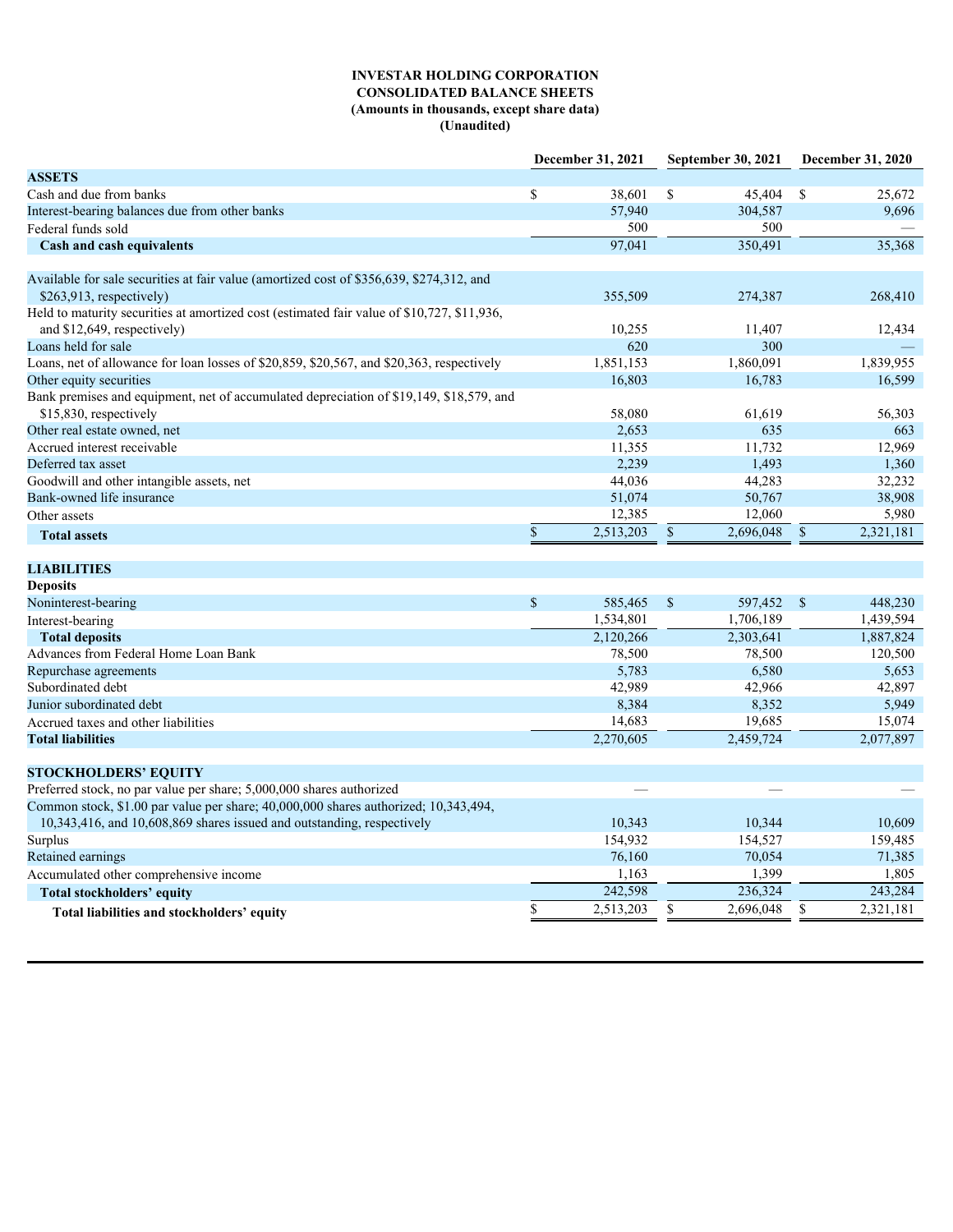**INVESTAR HOLDING CORPORATION**
**CONSOLIDATED BALANCE SHEETS**
**(Amounts in thousands, except share data)**
**(Unaudited)**

| | December 31, 2021 | September 30, 2021 | December 31, 2020 |
|---|---|---|---|
| **ASSETS** | | | |
| Cash and due from banks | $ 38,601 | $ 45,404 | $ 25,672 |
| Interest-bearing balances due from other banks | 57,940 | 304,587 | 9,696 |
| Federal funds sold | 500 | 500 | — |
| **Cash and cash equivalents** | 97,041 | 350,491 | 35,368 |
| Available for sale securities at fair value (amortized cost of $356,639, $274,312, and $263,913, respectively) | 355,509 | 274,387 | 268,410 |
| Held to maturity securities at amortized cost (estimated fair value of $10,727, $11,936, and $12,649, respectively) | 10,255 | 11,407 | 12,434 |
| Loans held for sale | 620 | 300 | — |
| Loans, net of allowance for loan losses of $20,859, $20,567, and $20,363, respectively | 1,851,153 | 1,860,091 | 1,839,955 |
| Other equity securities | 16,803 | 16,783 | 16,599 |
| Bank premises and equipment, net of accumulated depreciation of $19,149, $18,579, and $15,830, respectively | 58,080 | 61,619 | 56,303 |
| Other real estate owned, net | 2,653 | 635 | 663 |
| Accrued interest receivable | 11,355 | 11,732 | 12,969 |
| Deferred tax asset | 2,239 | 1,493 | 1,360 |
| Goodwill and other intangible assets, net | 44,036 | 44,283 | 32,232 |
| Bank-owned life insurance | 51,074 | 50,767 | 38,908 |
| Other assets | 12,385 | 12,060 | 5,980 |
| **Total assets** | $ 2,513,203 | $ 2,696,048 | $ 2,321,181 |
| **LIABILITIES** | | | |
| **Deposits** | | | |
| Noninterest-bearing | $ 585,465 | $ 597,452 | $ 448,230 |
| Interest-bearing | 1,534,801 | 1,706,189 | 1,439,594 |
| **Total deposits** | 2,120,266 | 2,303,641 | 1,887,824 |
| Advances from Federal Home Loan Bank | 78,500 | 78,500 | 120,500 |
| Repurchase agreements | 5,783 | 6,580 | 5,653 |
| Subordinated debt | 42,989 | 42,966 | 42,897 |
| Junior subordinated debt | 8,384 | 8,352 | 5,949 |
| Accrued taxes and other liabilities | 14,683 | 19,685 | 15,074 |
| **Total liabilities** | 2,270,605 | 2,459,724 | 2,077,897 |
| **STOCKHOLDERS' EQUITY** | | | |
| Preferred stock, no par value per share; 5,000,000 shares authorized | — | — | — |
| Common stock, $1.00 par value per share; 40,000,000 shares authorized; 10,343,494, 10,343,416, and 10,608,869 shares issued and outstanding, respectively | 10,343 | 10,344 | 10,609 |
| Surplus | 154,932 | 154,527 | 159,485 |
| Retained earnings | 76,160 | 70,054 | 71,385 |
| Accumulated other comprehensive income | 1,163 | 1,399 | 1,805 |
| **Total stockholders' equity** | 242,598 | 236,324 | 243,284 |
| **Total liabilities and stockholders' equity** | $ 2,513,203 | $ 2,696,048 | $ 2,321,181 |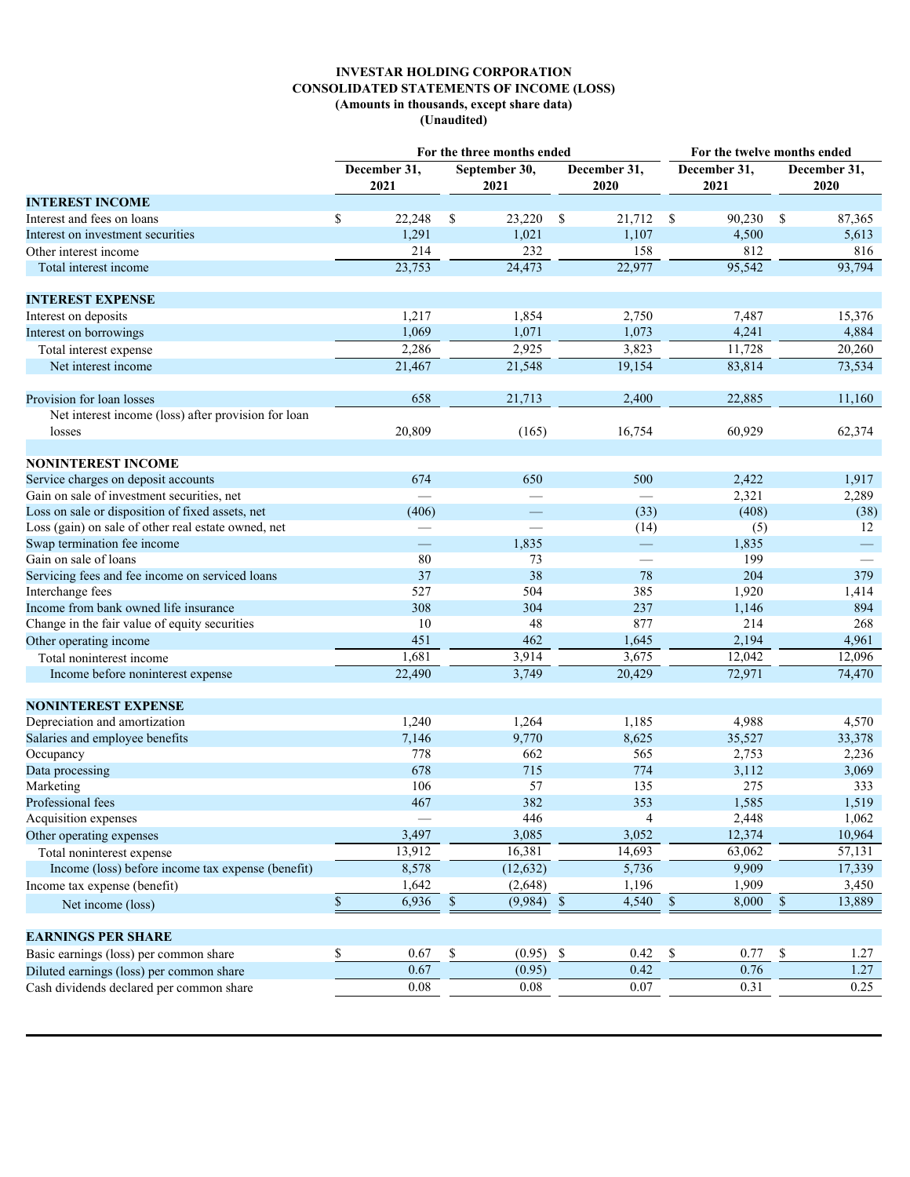**INVESTAR HOLDING CORPORATION**
**CONSOLIDATED STATEMENTS OF INCOME (LOSS)**
**(Amounts in thousands, except share data)**
**(Unaudited)**

| | For the three months ended | | | For the twelve months ended | |
|---|---|---|---|---|---|
| | December 31, 2021 | September 30, 2021 | December 31, 2020 | December 31, 2021 | December 31, 2020 |
| **INTEREST INCOME** | | | | | |
| Interest and fees on loans | $ 22,248 | $ 23,220 | $ 21,712 | $ 90,230 | $ 87,365 |
| Interest on investment securities | 1,291 | 1,021 | 1,107 | 4,500 | 5,613 |
| Other interest income | 214 | 232 | 158 | 812 | 816 |
| Total interest income | 23,753 | 24,473 | 22,977 | 95,542 | 93,794 |
| **INTEREST EXPENSE** | | | | | |
| Interest on deposits | 1,217 | 1,854 | 2,750 | 7,487 | 15,376 |
| Interest on borrowings | 1,069 | 1,071 | 1,073 | 4,241 | 4,884 |
| Total interest expense | 2,286 | 2,925 | 3,823 | 11,728 | 20,260 |
| Net interest income | 21,467 | 21,548 | 19,154 | 83,814 | 73,534 |
| Provision for loan losses | 658 | 21,713 | 2,400 | 22,885 | 11,160 |
| Net interest income (loss) after provision for loan losses | 20,809 | (165) | 16,754 | 60,929 | 62,374 |
| **NONINTEREST INCOME** | | | | | |
| Service charges on deposit accounts | 674 | 650 | 500 | 2,422 | 1,917 |
| Gain on sale of investment securities, net | — | — | — | 2,321 | 2,289 |
| Loss on sale or disposition of fixed assets, net | (406) | — | (33) | (408) | (38) |
| Loss (gain) on sale of other real estate owned, net | — | — | (14) | (5) | 12 |
| Swap termination fee income | — | 1,835 | — | 1,835 | — |
| Gain on sale of loans | 80 | 73 | — | 199 | — |
| Servicing fees and fee income on serviced loans | 37 | 38 | 78 | 204 | 379 |
| Interchange fees | 527 | 504 | 385 | 1,920 | 1,414 |
| Income from bank owned life insurance | 308 | 304 | 237 | 1,146 | 894 |
| Change in the fair value of equity securities | 10 | 48 | 877 | 214 | 268 |
| Other operating income | 451 | 462 | 1,645 | 2,194 | 4,961 |
| Total noninterest income | 1,681 | 3,914 | 3,675 | 12,042 | 12,096 |
| Income before noninterest expense | 22,490 | 3,749 | 20,429 | 72,971 | 74,470 |
| **NONINTEREST EXPENSE** | | | | | |
| Depreciation and amortization | 1,240 | 1,264 | 1,185 | 4,988 | 4,570 |
| Salaries and employee benefits | 7,146 | 9,770 | 8,625 | 35,527 | 33,378 |
| Occupancy | 778 | 662 | 565 | 2,753 | 2,236 |
| Data processing | 678 | 715 | 774 | 3,112 | 3,069 |
| Marketing | 106 | 57 | 135 | 275 | 333 |
| Professional fees | 467 | 382 | 353 | 1,585 | 1,519 |
| Acquisition expenses | — | 446 | 4 | 2,448 | 1,062 |
| Other operating expenses | 3,497 | 3,085 | 3,052 | 12,374 | 10,964 |
| Total noninterest expense | 13,912 | 16,381 | 14,693 | 63,062 | 57,131 |
| Income (loss) before income tax expense (benefit) | 8,578 | (12,632) | 5,736 | 9,909 | 17,339 |
| Income tax expense (benefit) | 1,642 | (2,648) | 1,196 | 1,909 | 3,450 |
| Net income (loss) | $ 6,936 | $ (9,984) | $ 4,540 | $ 8,000 | $ 13,889 |
| **EARNINGS PER SHARE** | | | | | |
| Basic earnings (loss) per common share | $ 0.67 | $ (0.95) | $ 0.42 | $ 0.77 | $ 1.27 |
| Diluted earnings (loss) per common share | 0.67 | (0.95) | 0.42 | 0.76 | 1.27 |
| Cash dividends declared per common share | 0.08 | 0.08 | 0.07 | 0.31 | 0.25 |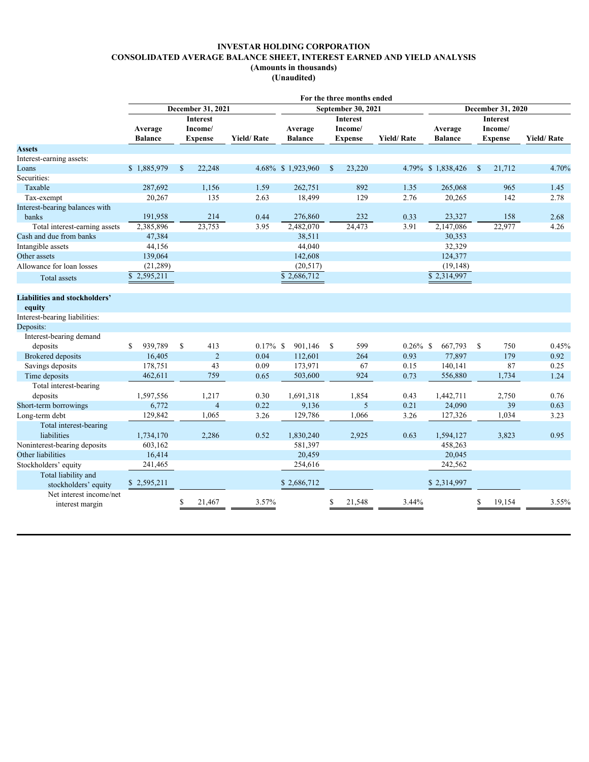**INVESTAR HOLDING CORPORATION**
**CONSOLIDATED AVERAGE BALANCE SHEET, INTEREST EARNED AND YIELD ANALYSIS**
**(Amounts in thousands)**
**(Unaudited)**

| | For the three months ended | | | | | | | | |
|---|---|---|---|---|---|---|---|---|---|
| | December 31, 2021 | | | September 30, 2021 | | | December 31, 2020 | | |
| | Average Balance | Interest Income/ Expense | Yield/ Rate | Average Balance | Interest Income/ Expense | Yield/ Rate | Average Balance | Interest Income/ Expense | Yield/ Rate |
| **Assets** | | | | | | | | | |
| Interest-earning assets: | | | | | | | | | |
| Loans | $ 1,885,979 | $ 22,248 | 4.68% | $ 1,923,960 | $ 23,220 | 4.79% | $ 1,838,426 | $ 21,712 | 4.70% |
| Securities: | | | | | | | | | |
| Taxable | 287,692 | 1,156 | 1.59 | 262,751 | 892 | 1.35 | 265,068 | 965 | 1.45 |
| Tax-exempt | 20,267 | 135 | 2.63 | 18,499 | 129 | 2.76 | 20,265 | 142 | 2.78 |
| Interest-bearing balances with banks | 191,958 | 214 | 0.44 | 276,860 | 232 | 0.33 | 23,327 | 158 | 2.68 |
| Total interest-earning assets | 2,385,896 | 23,753 | 3.95 | 2,482,070 | 24,473 | 3.91 | 2,147,086 | 22,977 | 4.26 |
| Cash and due from banks | 47,384 | | | 38,511 | | | 30,353 | | |
| Intangible assets | 44,156 | | | 44,040 | | | 32,329 | | |
| Other assets | 139,064 | | | 142,608 | | | 124,377 | | |
| Allowance for loan losses | (21,289) | | | (20,517) | | | (19,148) | | |
| Total assets | $ 2,595,211 | | | $ 2,686,712 | | | $ 2,314,997 | | |
| **Liabilities and stockholders' equity** | | | | | | | | | |
| Interest-bearing liabilities: | | | | | | | | | |
| Deposits: | | | | | | | | | |
| Interest-bearing demand deposits | $ 939,789 | $ 413 | 0.17% | $ 901,146 | $ 599 | 0.26% | $ 667,793 | $ 750 | 0.45% |
| Brokered deposits | 16,405 | 2 | 0.04 | 112,601 | 264 | 0.93 | 77,897 | 179 | 0.92 |
| Savings deposits | 178,751 | 43 | 0.09 | 173,971 | 67 | 0.15 | 140,141 | 87 | 0.25 |
| Time deposits | 462,611 | 759 | 0.65 | 503,600 | 924 | 0.73 | 556,880 | 1,734 | 1.24 |
| Total interest-bearing deposits | 1,597,556 | 1,217 | 0.30 | 1,691,318 | 1,854 | 0.43 | 1,442,711 | 2,750 | 0.76 |
| Short-term borrowings | 6,772 | 4 | 0.22 | 9,136 | 5 | 0.21 | 24,090 | 39 | 0.63 |
| Long-term debt | 129,842 | 1,065 | 3.26 | 129,786 | 1,066 | 3.26 | 127,326 | 1,034 | 3.23 |
| Total interest-bearing liabilities | 1,734,170 | 2,286 | 0.52 | 1,830,240 | 2,925 | 0.63 | 1,594,127 | 3,823 | 0.95 |
| Noninterest-bearing deposits | 603,162 | | | 581,397 | | | 458,263 | | |
| Other liabilities | 16,414 | | | 20,459 | | | 20,045 | | |
| Stockholders' equity | 241,465 | | | 254,616 | | | 242,562 | | |
| Total liability and stockholders' equity | $ 2,595,211 | | | $ 2,686,712 | | | $ 2,314,997 | | |
| Net interest income/net interest margin | | $ 21,467 | 3.57% | | $ 21,548 | 3.44% | | $ 19,154 | 3.55% |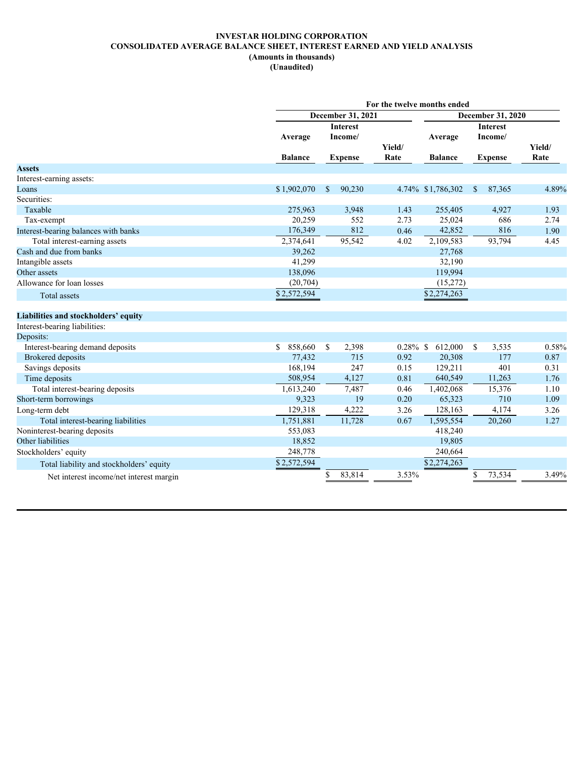**INVESTAR HOLDING CORPORATION**
**CONSOLIDATED AVERAGE BALANCE SHEET, INTEREST EARNED AND YIELD ANALYSIS**
**(Amounts in thousands)**
**(Unaudited)**

| | For the twelve months ended | | | | | |
|---|---|---|---|---|---|---|
| | December 31, 2021 | | | December 31, 2020 | | |
| | Average Balance | Interest Income/ Expense | Yield/ Rate | Average Balance | Interest Income/ Expense | Yield/ Rate |
| **Assets** | | | | | | |
| Interest-earning assets: | | | | | | |
| Loans | $ 1,902,070 | $ 90,230 | 4.74% | $ 1,786,302 | $ 87,365 | 4.89% |
| Securities: | | | | | | |
| Taxable | 275,963 | 3,948 | 1.43 | 255,405 | 4,927 | 1.93 |
| Tax-exempt | 20,259 | 552 | 2.73 | 25,024 | 686 | 2.74 |
| Interest-bearing balances with banks | 176,349 | 812 | 0.46 | 42,852 | 816 | 1.90 |
| Total interest-earning assets | 2,374,641 | 95,542 | 4.02 | 2,109,583 | 93,794 | 4.45 |
| Cash and due from banks | 39,262 | | | 27,768 | | |
| Intangible assets | 41,299 | | | 32,190 | | |
| Other assets | 138,096 | | | 119,994 | | |
| Allowance for loan losses | (20,704) | | | (15,272) | | |
| Total assets | $ 2,572,594 | | | $ 2,274,263 | | |
| | | | | | | |
| **Liabilities and stockholders' equity** | | | | | | |
| Interest-bearing liabilities: | | | | | | |
| Deposits: | | | | | | |
| Interest-bearing demand deposits | $ 858,660 | $ 2,398 | 0.28% | $ 612,000 | $ 3,535 | 0.58% |
| Brokered deposits | 77,432 | 715 | 0.92 | 20,308 | 177 | 0.87 |
| Savings deposits | 168,194 | 247 | 0.15 | 129,211 | 401 | 0.31 |
| Time deposits | 508,954 | 4,127 | 0.81 | 640,549 | 11,263 | 1.76 |
| Total interest-bearing deposits | 1,613,240 | 7,487 | 0.46 | 1,402,068 | 15,376 | 1.10 |
| Short-term borrowings | 9,323 | 19 | 0.20 | 65,323 | 710 | 1.09 |
| Long-term debt | 129,318 | 4,222 | 3.26 | 128,163 | 4,174 | 3.26 |
| Total interest-bearing liabilities | 1,751,881 | 11,728 | 0.67 | 1,595,554 | 20,260 | 1.27 |
| Noninterest-bearing deposits | 553,083 | | | 418,240 | | |
| Other liabilities | 18,852 | | | 19,805 | | |
| Stockholders' equity | 248,778 | | | 240,664 | | |
| Total liability and stockholders' equity | $ 2,572,594 | | | $ 2,274,263 | | |
| Net interest income/net interest margin | | $ 83,814 | 3.53% | | $ 73,534 | 3.49% |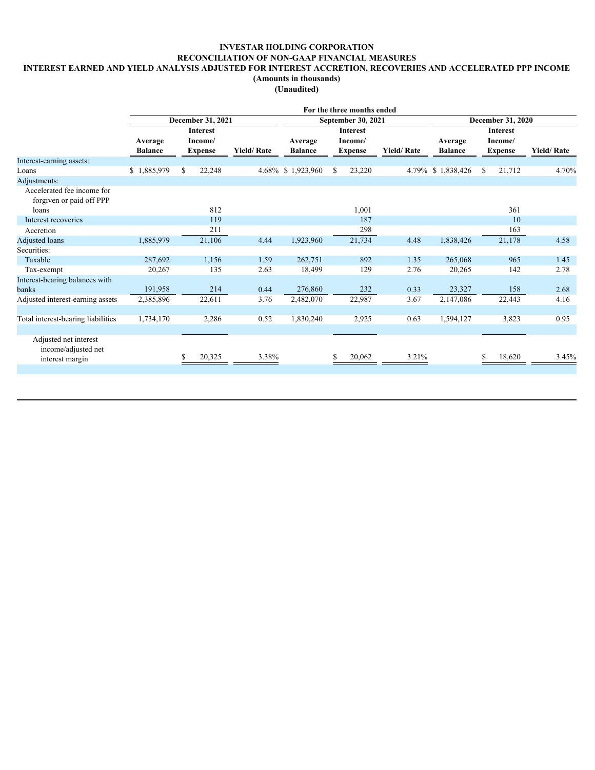# INVESTAR HOLDING CORPORATION
## RECONCILIATION OF NON-GAAP FINANCIAL MEASURES
## INTEREST EARNED AND YIELD ANALYSIS ADJUSTED FOR INTEREST ACCRETION, RECOVERIES AND ACCELERATED PPP INCOME
**(Amounts in thousands)**
**(Unaudited)**

| | For the three months ended | | | | | | | | |
|---|---|---|---|---|---|---|---|---|---|
| | December 31, 2021 | | | September 30, 2021 | | | December 31, 2020 | | |
| | Average Balance | Interest Income/ Expense | Yield/ Rate | Average Balance | Interest Income/ Expense | Yield/ Rate | Average Balance | Interest Income/ Expense | Yield/ Rate |
| Interest-earning assets: | | | | | | | | | |
| Loans | $ 1,885,979 | $ 22,248 | 4.68% | $ 1,923,960 | $ 23,220 | 4.79% | $ 1,838,426 | $ 21,712 | 4.70% |
| Adjustments: | | | | | | | | | |
| Accelerated fee income for forgiven or paid off PPP loans | | 812 | | | 1,001 | | | 361 | |
| Interest recoveries | | 119 | | | 187 | | | 10 | |
| Accretion | | 211 | | | 298 | | | 163 | |
| Adjusted loans | 1,885,979 | 21,106 | 4.44 | 1,923,960 | 21,734 | 4.48 | 1,838,426 | 21,178 | 4.58 |
| Securities: | | | | | | | | | |
| Taxable | 287,692 | 1,156 | 1.59 | 262,751 | 892 | 1.35 | 265,068 | 965 | 1.45 |
| Tax-exempt | 20,267 | 135 | 2.63 | 18,499 | 129 | 2.76 | 20,265 | 142 | 2.78 |
| Interest-bearing balances with banks | 191,958 | 214 | 0.44 | 276,860 | 232 | 0.33 | 23,327 | 158 | 2.68 |
| Adjusted interest-earning assets | 2,385,896 | 22,611 | 3.76 | 2,482,070 | 22,987 | 3.67 | 2,147,086 | 22,443 | 4.16 |
| | | | | | | | | | |
| Total interest-bearing liabilities | 1,734,170 | 2,286 | 0.52 | 1,830,240 | 2,925 | 0.63 | 1,594,127 | 3,823 | 0.95 |
| | | | | | | | | | |
| Adjusted net interest income/adjusted net interest margin | | $ 20,325 | 3.38% | | $ 20,062 | 3.21% | | $ 18,620 | 3.45% |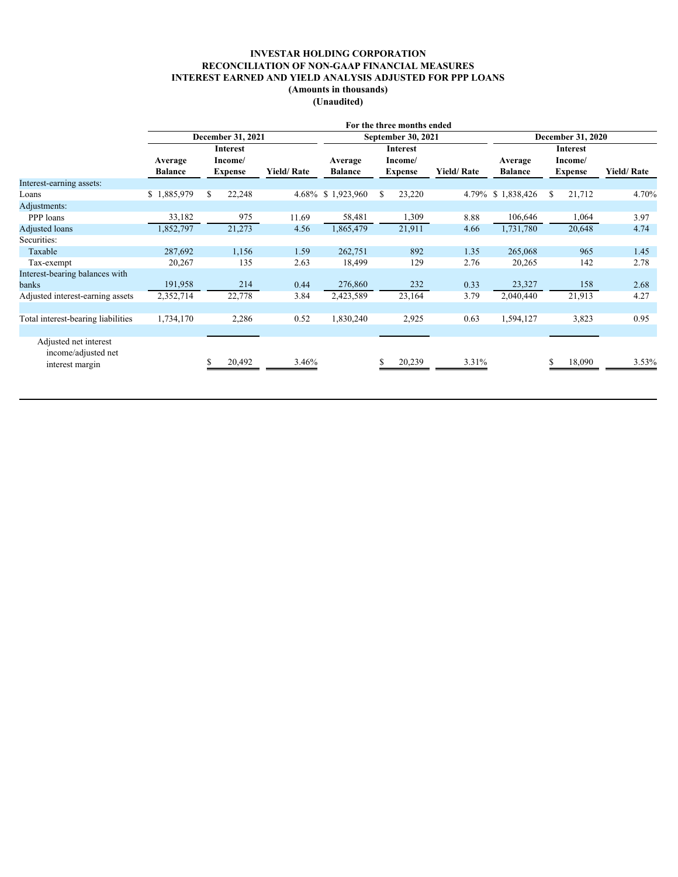**INVESTAR HOLDING CORPORATION**
**RECONCILIATION OF NON-GAAP FINANCIAL MEASURES**
**INTEREST EARNED AND YIELD ANALYSIS ADJUSTED FOR PPP LOANS**
**(Amounts in thousands)**
**(Unaudited)**

| | For the three months ended | | | | | | | | |
|---|---|---|---|---|---|---|---|---|---|
| | December 31, 2021 | | | September 30, 2021 | | | December 31, 2020 | | |
| | Average Balance | Interest Income/ Expense | Yield/ Rate | Average Balance | Interest Income/ Expense | Yield/ Rate | Average Balance | Interest Income/ Expense | Yield/ Rate |
| Interest-earning assets: | | | | | | | | | |
| Loans | $ 1,885,979 | $ 22,248 | 4.68% | $ 1,923,960 | $ 23,220 | 4.79% | $ 1,838,426 | $ 21,712 | 4.70% |
| Adjustments: | | | | | | | | | |
| PPP loans | 33,182 | 975 | 11.69 | 58,481 | 1,309 | 8.88 | 106,646 | 1,064 | 3.97 |
| Adjusted loans | 1,852,797 | 21,273 | 4.56 | 1,865,479 | 21,911 | 4.66 | 1,731,780 | 20,648 | 4.74 |
| Securities: | | | | | | | | | |
| Taxable | 287,692 | 1,156 | 1.59 | 262,751 | 892 | 1.35 | 265,068 | 965 | 1.45 |
| Tax-exempt | 20,267 | 135 | 2.63 | 18,499 | 129 | 2.76 | 20,265 | 142 | 2.78 |
| Interest-bearing balances with banks | 191,958 | 214 | 0.44 | 276,860 | 232 | 0.33 | 23,327 | 158 | 2.68 |
| Adjusted interest-earning assets | 2,352,714 | 22,778 | 3.84 | 2,423,589 | 23,164 | 3.79 | 2,040,440 | 21,913 | 4.27 |
| | | | | | | | | | |
| Total interest-bearing liabilities | 1,734,170 | 2,286 | 0.52 | 1,830,240 | 2,925 | 0.63 | 1,594,127 | 3,823 | 0.95 |
| | | | | | | | | | |
| Adjusted net interest income/adjusted net interest margin | | $ 20,492 | 3.46% | | $ 20,239 | 3.31% | | $ 18,090 | 3.53% |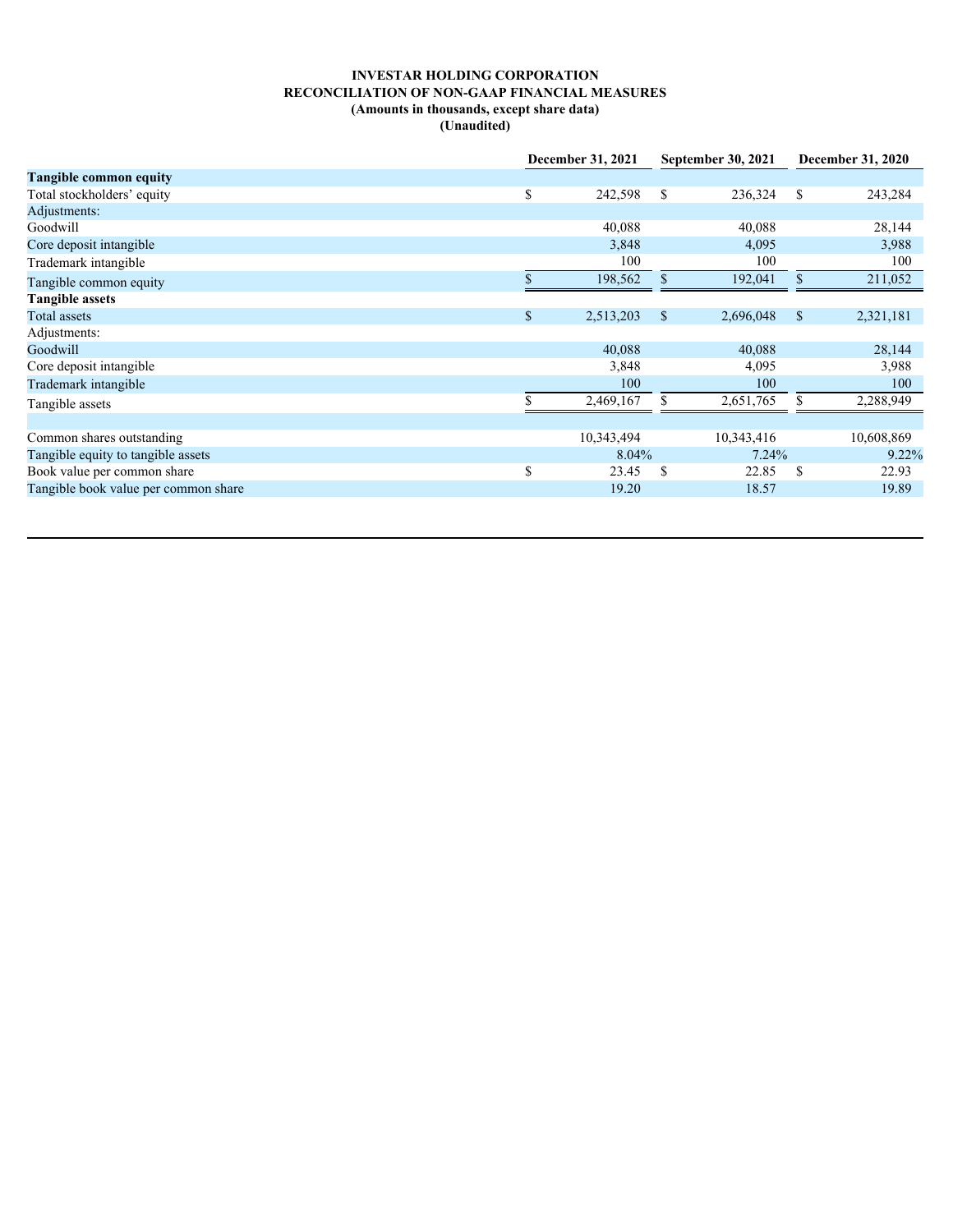**INVESTAR HOLDING CORPORATION**
**RECONCILIATION OF NON-GAAP FINANCIAL MEASURES**
**(Amounts in thousands, except share data)**
**(Unaudited)**

| | December 31, 2021 | September 30, 2021 | December 31, 2020 |
|---|---|---|---|
| **Tangible common equity** | | | |
| Total stockholders' equity | $ 242,598 | $ 236,324 | $ 243,284 |
| Adjustments: | | | |
| Goodwill | 40,088 | 40,088 | 28,144 |
| Core deposit intangible | 3,848 | 4,095 | 3,988 |
| Trademark intangible | 100 | 100 | 100 |
| Tangible common equity | $ 198,562 | $ 192,041 | $ 211,052 |
| **Tangible assets** | | | |
| Total assets | $ 2,513,203 | $ 2,696,048 | $ 2,321,181 |
| Adjustments: | | | |
| Goodwill | 40,088 | 40,088 | 28,144 |
| Core deposit intangible | 3,848 | 4,095 | 3,988 |
| Trademark intangible | 100 | 100 | 100 |
| Tangible assets | $ 2,469,167 | $ 2,651,765 | $ 2,288,949 |
| | | | |
| Common shares outstanding | 10,343,494 | 10,343,416 | 10,608,869 |
| Tangible equity to tangible assets | 8.04% | 7.24% | 9.22% |
| Book value per common share | $ 23.45 | $ 22.85 | $ 22.93 |
| Tangible book value per common share | 19.20 | 18.57 | 19.89 |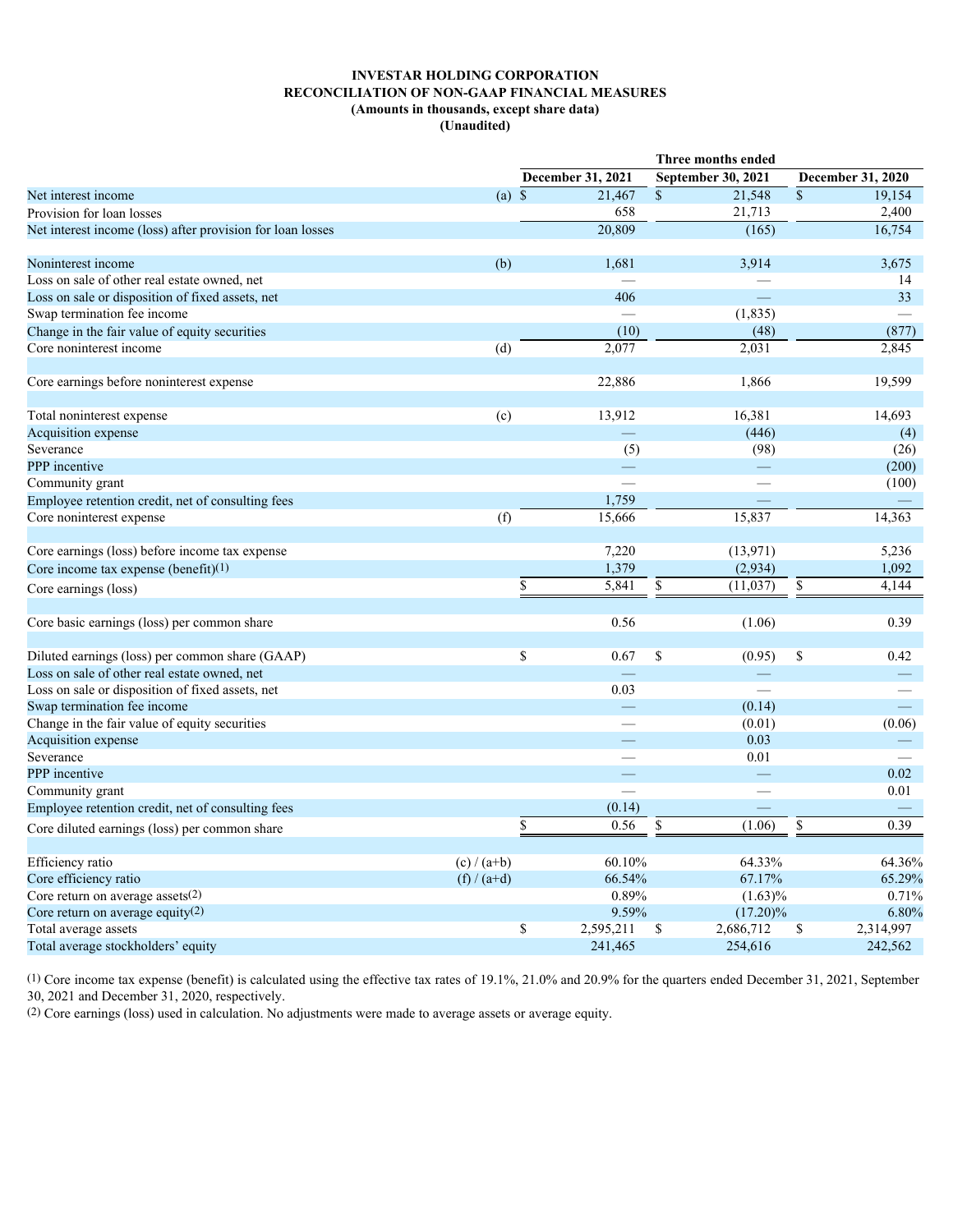**INVESTAR HOLDING CORPORATION**
**RECONCILIATION OF NON-GAAP FINANCIAL MEASURES**
**(Amounts in thousands, except share data)**
**(Unaudited)**

| | | Three months ended | | |
|---|---|---|---|---|
| | | December 31, 2021 | September 30, 2021 | December 31, 2020 |
| Net interest income | (a) | $ 21,467 | $ 21,548 | $ 19,154 |
| Provision for loan losses | | 658 | 21,713 | 2,400 |
| Net interest income (loss) after provision for loan losses | | 20,809 | (165) | 16,754 |
| | | | | |
| Noninterest income | (b) | 1,681 | 3,914 | 3,675 |
| Loss on sale of other real estate owned, net | | — | — | 14 |
| Loss on sale or disposition of fixed assets, net | | 406 | — | 33 |
| Swap termination fee income | | — | (1,835) | — |
| Change in the fair value of equity securities | | (10) | (48) | (877) |
| Core noninterest income | (d) | 2,077 | 2,031 | 2,845 |
| | | | | |
| Core earnings before noninterest expense | | 22,886 | 1,866 | 19,599 |
| | | | | |
| Total noninterest expense | (c) | 13,912 | 16,381 | 14,693 |
| Acquisition expense | | — | (446) | (4) |
| Severance | | (5) | (98) | (26) |
| PPP incentive | | — | — | (200) |
| Community grant | | — | — | (100) |
| Employee retention credit, net of consulting fees | | 1,759 | — | — |
| Core noninterest expense | (f) | 15,666 | 15,837 | 14,363 |
| | | | | |
| Core earnings (loss) before income tax expense | | 7,220 | (13,971) | 5,236 |
| Core income tax expense (benefit)[1] | | 1,379 | (2,934) | 1,092 |
| Core earnings (loss) | | $ 5,841 | $ (11,037) | $ 4,144 |
| | | | | |
| Core basic earnings (loss) per common share | | 0.56 | (1.06) | 0.39 |
| | | | | |
| Diluted earnings (loss) per common share (GAAP) | | $ 0.67 | $ (0.95) | $ 0.42 |
| Loss on sale of other real estate owned, net | | — | — | — |
| Loss on sale or disposition of fixed assets, net | | 0.03 | — | — |
| Swap termination fee income | | — | (0.14) | — |
| Change in the fair value of equity securities | | — | (0.01) | (0.06) |
| Acquisition expense | | — | 0.03 | — |
| Severance | | — | 0.01 | — |
| PPP incentive | | — | — | 0.02 |
| Community grant | | — | — | 0.01 |
| Employee retention credit, net of consulting fees | | (0.14) | — | — |
| Core diluted earnings (loss) per common share | | $ 0.56 | $ (1.06) | $ 0.39 |
| | | | | |
| Efficiency ratio | (c) / (a+b) | 60.10% | 64.33% | 64.36% |
| Core efficiency ratio | (f) / (a+d) | 66.54% | 67.17% | 65.29% |
| Core return on average assets[2] | | 0.89% | (1.63)% | 0.71% |
| Core return on average equity[2] | | 9.59% | (17.20)% | 6.80% |
| Total average assets | | $ 2,595,211 | $ 2,686,712 | $ 2,314,997 |
| Total average stockholders' equity | | 241,465 | 254,616 | 242,562 |

[1] Core income tax expense (benefit) is calculated using the effective tax rates of 19.1%, 21.0% and 20.9% for the quarters ended December 31, 2021, September 30, 2021 and December 31, 2020, respectively.

[2] Core earnings (loss) used in calculation. No adjustments were made to average assets or average equity.